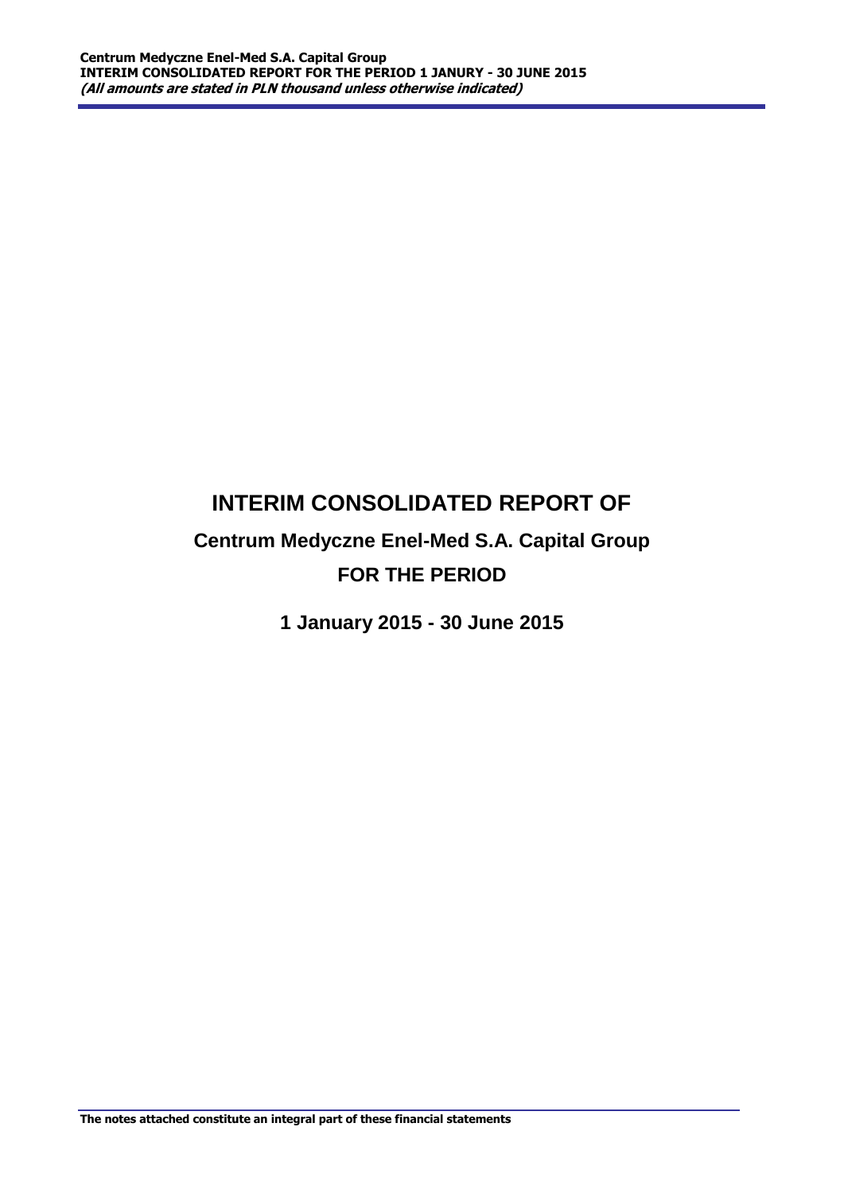# INTERIM CONSOLIDATED REPORT OF

## Centrum Medyczne Enel-Med S.A. Capital Group

## FOR THE PERIOD

**1 January 2015 - 30 June 2015**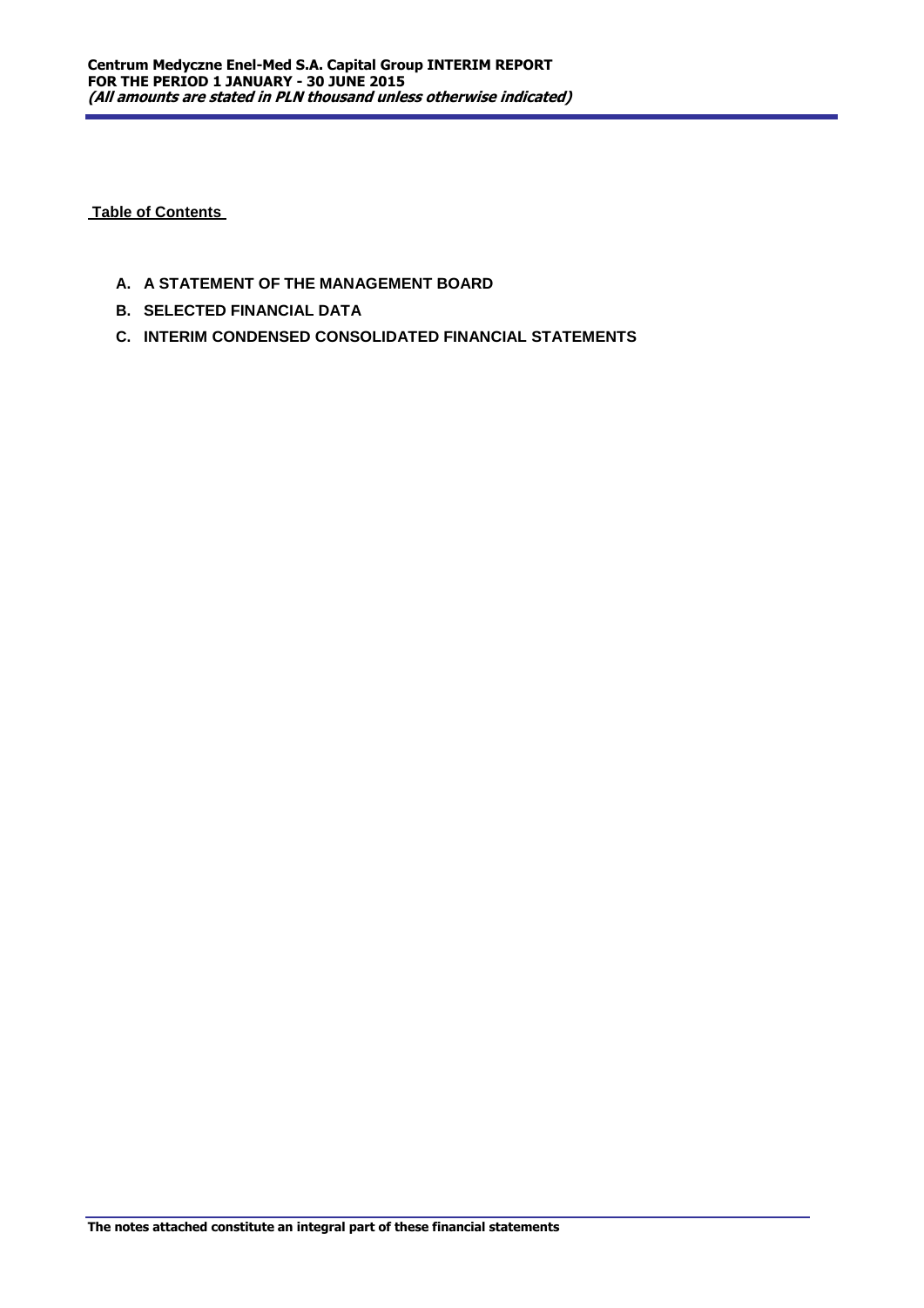**Table of Contents**

- **A. A STATEMENT OF THE MANAGEMENT BOARD**
- **B. SELECTED FINANCIAL DATA**
- **C. INTERIM CONDENSED CONSOLIDATED FINANCIAL STATEMENTS**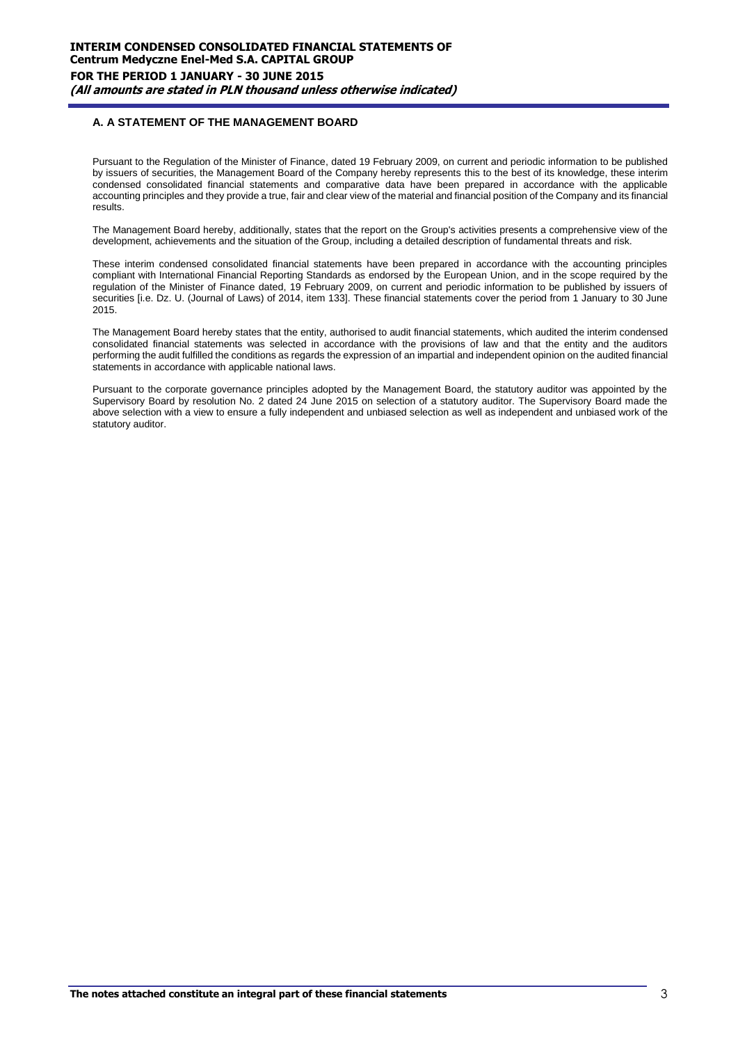## A. A STATEMENT OF THE MANAGEMENT BOARD

Pursuant to the Regulation of the Minister of Finance, dated 19 February 2009, on current and periodic information to be published by issuers of securities, the Management Board of the Company hereby represents this to the best of its knowledge, these interim condensed consolidated financial statements and comparative data have been prepared in accordance with the applicable accounting principles and they provide a true, fair and clear view of the material and financial position of the Company and its financial results.

The Management Board hereby, additionally, states that the report on the Group's activities presents a comprehensive view of the development, achievements and the situation of the Group, including a detailed description of fundamental threats and risk.

These interim condensed consolidated financial statements have been prepared in accordance with the accounting principles compliant with International Financial Reporting Standards as endorsed by the European Union, and in the scope required by the regulation of the Minister of Finance dated, 19 February 2009, on current and periodic information to be published by issuers of securities [i.e. Dz. U. (Journal of Laws) of 2014, item 133]. These financial statements cover the period from 1 January to 30 June 2015.

The Management Board hereby states that the entity, authorised to audit financial statements, which audited the interim condensed consolidated financial statements was selected in accordance with the provisions of law and that the entity and the auditors performing the audit fulfilled the conditions as regards the expression of an impartial and independent opinion on the audited financial statements in accordance with applicable national laws.

Pursuant to the corporate governance principles adopted by the Management Board, the statutory auditor was appointed by the Supervisory Board by resolution No. 2 dated 24 June 2015 on selection of a statutory auditor. The Supervisory Board made the above selection with a view to ensure a fully independent and unbiased selection as well as independent and unbiased work of the statutory auditor.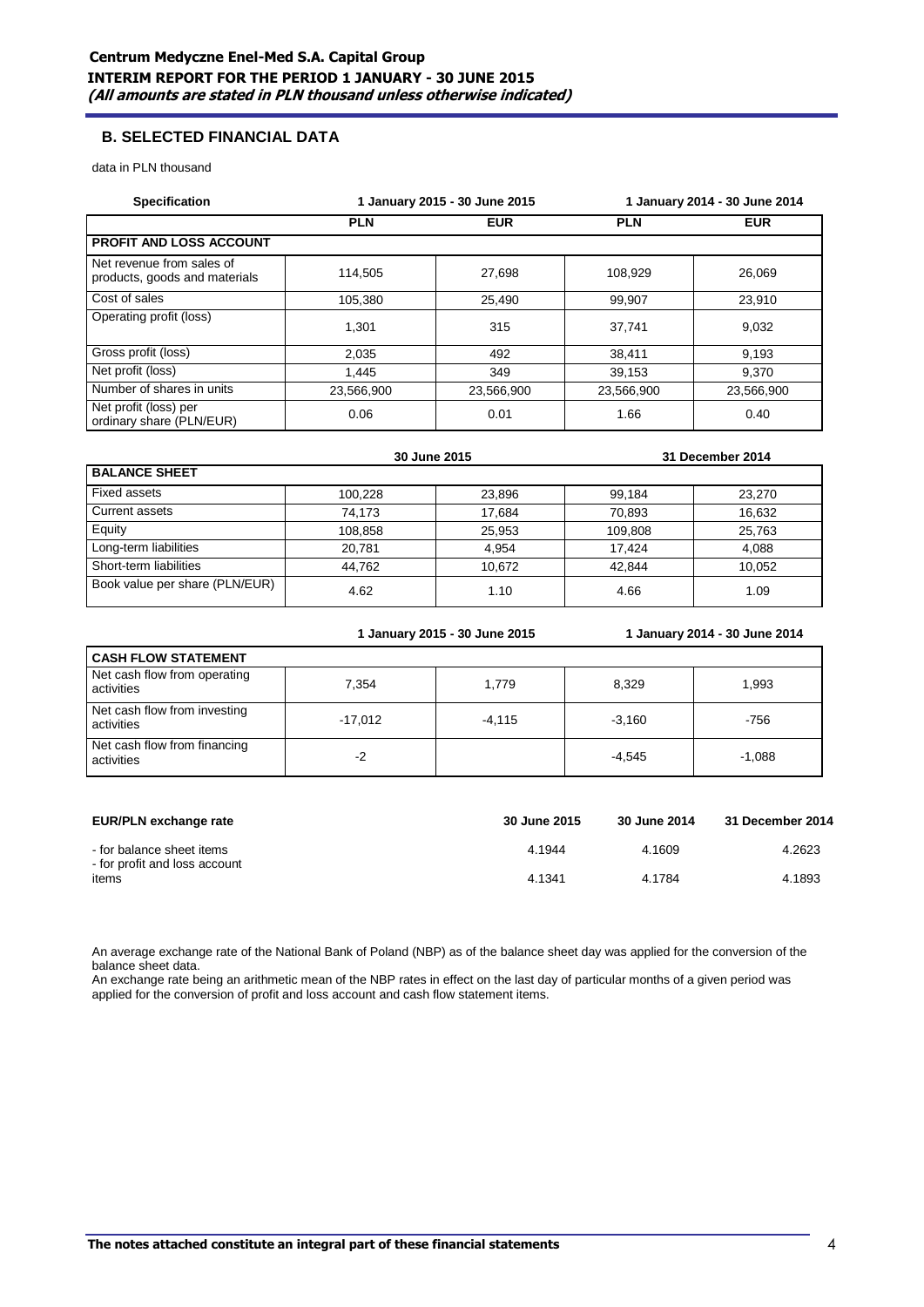## B. SELECTED FINANCIAL DATA

data in PLN thousand

| Specification | 1 January 2015 - 30 June 2015 | | 1 January 2014 - 30 June 2014 | |
|---|---|---|---|---|
| | PLN | EUR | PLN | EUR |
| **PROFIT AND LOSS ACCOUNT** | | | | |
| Net revenue from sales of products, goods and materials | 114,505 | 27,698 | 108,929 | 26,069 |
| Cost of sales | 105,380 | 25,490 | 99,907 | 23,910 |
| Operating profit (loss) | 1,301 | 315 | 37,741 | 9,032 |
| Gross profit (loss) | 2,035 | 492 | 38,411 | 9,193 |
| Net profit (loss) | 1,445 | 349 | 39,153 | 9,370 |
| Number of shares in units | 23,566,900 | 23,566,900 | 23,566,900 | 23,566,900 |
| Net profit (loss) per ordinary share (PLN/EUR) | 0.06 | 0.01 | 1.66 | 0.40 |

| | 30 June 2015 | | 31 December 2014 | |
|---|---|---|---|---|
| **BALANCE SHEET** | | | | |
| Fixed assets | 100,228 | 23,896 | 99,184 | 23,270 |
| Current assets | 74,173 | 17,684 | 70,893 | 16,632 |
| Equity | 108,858 | 25,953 | 109,808 | 25,763 |
| Long-term liabilities | 20,781 | 4,954 | 17,424 | 4,088 |
| Short-term liabilities | 44,762 | 10,672 | 42,844 | 10,052 |
| Book value per share (PLN/EUR) | 4.62 | 1.10 | 4.66 | 1.09 |

| | 1 January 2015 - 30 June 2015 | | 1 January 2014 - 30 June 2014 | |
|---|---|---|---|---|
| **CASH FLOW STATEMENT** | | | | |
| Net cash flow from operating activities | 7,354 | 1,779 | 8,329 | 1,993 |
| Net cash flow from investing activities | -17,012 | -4,115 | -3,160 | -756 |
| Net cash flow from financing activities | -2 | | -4,545 | -1,088 |

| EUR/PLN exchange rate | 30 June 2015 | 30 June 2014 | 31 December 2014 |
|---|---|---|---|
| - for balance sheet items | 4.1944 | 4.1609 | 4.2623 |
| - for profit and loss account items | 4.1341 | 4.1784 | 4.1893 |

An average exchange rate of the National Bank of Poland (NBP) as of the balance sheet day was applied for the conversion of the balance sheet data.
An exchange rate being an arithmetic mean of the NBP rates in effect on the last day of particular months of a given period was applied for the conversion of profit and loss account and cash flow statement items.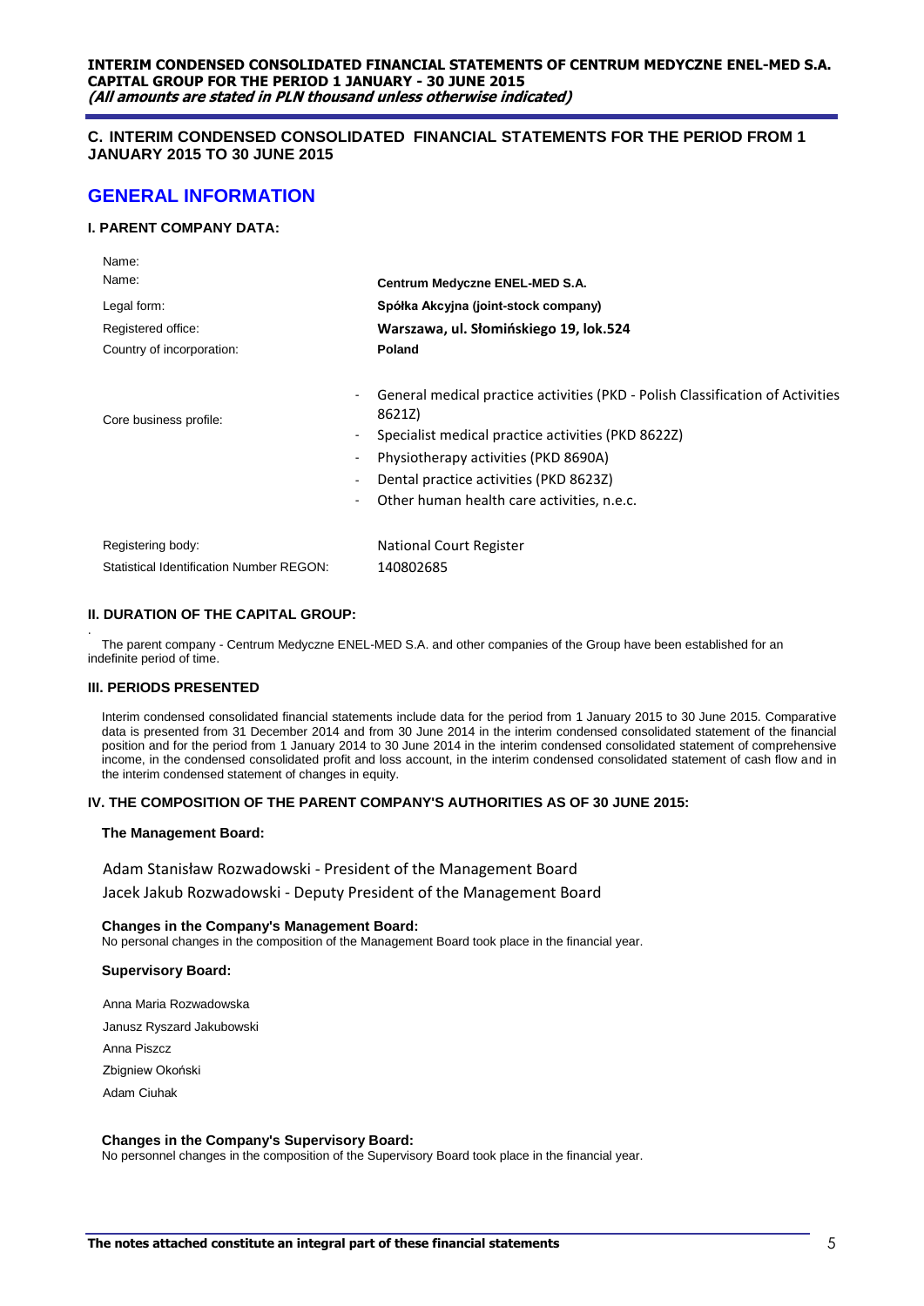## C. INTERIM CONDENSED CONSOLIDATED FINANCIAL STATEMENTS FOR THE PERIOD FROM 1 JANUARY 2015 TO 30 JUNE 2015

# GENERAL INFORMATION

### I. PARENT COMPANY DATA:

| Name: | |
|---|---|
| Name: | **Centrum Medyczne ENEL-MED S.A.** |
| Legal form: | **Spółka Akcyjna (joint-stock company)** |
| Registered office: | **Warszawa, ul. Słomińskiego 19, lok.524** |
| Country of incorporation: | **Poland** |
| Core business profile: | - General medical practice activities (PKD - Polish Classification of Activities 8621Z)<br>- Specialist medical practice activities (PKD 8622Z)<br>- Physiotherapy activities (PKD 8690A)<br>- Dental practice activities (PKD 8623Z)<br>- Other human health care activities, n.e.c. |
| Registering body: | National Court Register |
| Statistical Identification Number REGON: | 140802685 |

### II. DURATION OF THE CAPITAL GROUP:

The parent company - Centrum Medyczne ENEL-MED S.A. and other companies of the Group have been established for an indefinite period of time.

### III. PERIODS PRESENTED

Interim condensed consolidated financial statements include data for the period from 1 January 2015 to 30 June 2015. Comparative data is presented from 31 December 2014 and from 30 June 2014 in the interim condensed consolidated statement of the financial position and for the period from 1 January 2014 to 30 June 2014 in the interim condensed consolidated statement of comprehensive income, in the condensed consolidated profit and loss account, in the interim condensed consolidated statement of cash flow and in the interim condensed statement of changes in equity.

### IV. THE COMPOSITION OF THE PARENT COMPANY'S AUTHORITIES AS OF 30 JUNE 2015:

**The Management Board:**

Adam Stanisław Rozwadowski - President of the Management Board

Jacek Jakub Rozwadowski - Deputy President of the Management Board

**Changes in the Company's Management Board:**

No personal changes in the composition of the Management Board took place in the financial year.

**Supervisory Board:**

Anna Maria Rozwadowska

Janusz Ryszard Jakubowski

Anna Piszcz

Zbigniew Okoński

Adam Ciuhak

**Changes in the Company's Supervisory Board:**

No personnel changes in the composition of the Supervisory Board took place in the financial year.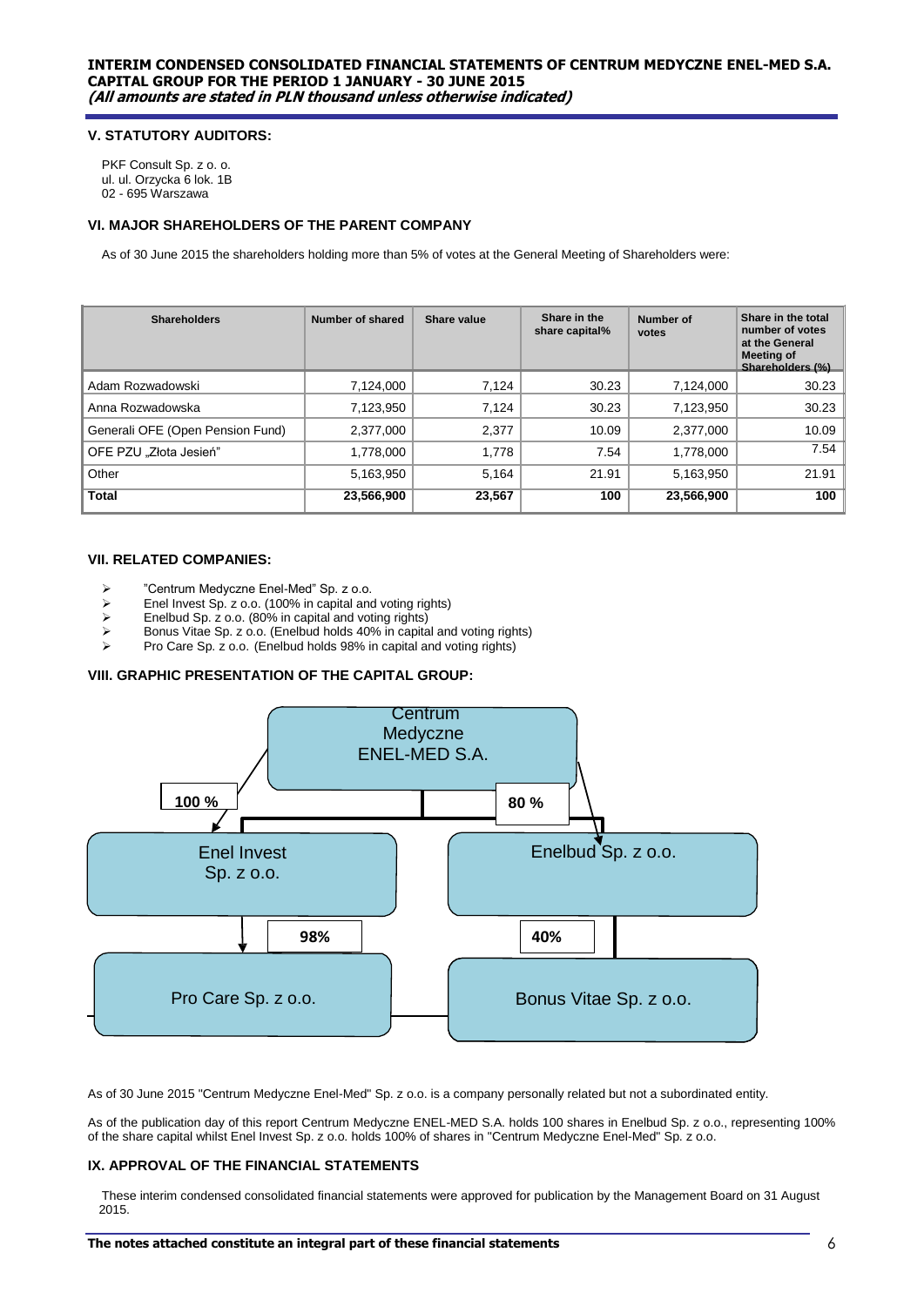### V. STATUTORY AUDITORS:

PKF Consult Sp. z o. o.
ul. ul. Orzycka 6 lok. 1B
02 - 695 Warszawa

### VI. MAJOR SHAREHOLDERS OF THE PARENT COMPANY

As of 30 June 2015 the shareholders holding more than 5% of votes at the General Meeting of Shareholders were:

| Shareholders | Number of shared | Share value | Share in the share capital% | Number of votes | Share in the total number of votes at the General Meeting of Shareholders (%) |
|---|---|---|---|---|---|
| Adam Rozwadowski | 7,124,000 | 7,124 | 30.23 | 7,124,000 | 30.23 |
| Anna Rozwadowska | 7,123,950 | 7,124 | 30.23 | 7,123,950 | 30.23 |
| Generali OFE (Open Pension Fund) | 2,377,000 | 2,377 | 10.09 | 2,377,000 | 10.09 |
| OFE PZU „Złota Jesień" | 1,778,000 | 1,778 | 7.54 | 1,778,000 | 7.54 |
| Other | 5,163,950 | 5,164 | 21.91 | 5,163,950 | 21.91 |
| **Total** | **23,566,900** | **23,567** | **100** | **23,566,900** | **100** |

### VII. RELATED COMPANIES:

- "Centrum Medyczne Enel-Med" Sp. z o.o.
- Enel Invest Sp. z o.o. (100% in capital and voting rights)
- Enelbud Sp. z o.o. (80% in capital and voting rights)
- Bonus Vitae Sp. z o.o. (Enelbud holds 40% in capital and voting rights)
- Pro Care Sp. z o.o. (Enelbud holds 98% in capital and voting rights)

### VIII. GRAPHIC PRESENTATION OF THE CAPITAL GROUP:

Centrum Medyczne ENEL-MED S.A.
100 % → Enel Invest Sp. z o.o.
80 % → Enelbud Sp. z o.o.
98% → Pro Care Sp. z o.o.
40% → Bonus Vitae Sp. z o.o.

As of 30 June 2015 "Centrum Medyczne Enel-Med" Sp. z o.o. is a company personally related but not a subordinated entity.

As of the publication day of this report Centrum Medyczne ENEL-MED S.A. holds 100 shares in Enelbud Sp. z o.o., representing 100% of the share capital whilst Enel Invest Sp. z o.o. holds 100% of shares in "Centrum Medyczne Enel-Med" Sp. z o.o.

### IX. APPROVAL OF THE FINANCIAL STATEMENTS

These interim condensed consolidated financial statements were approved for publication by the Management Board on 31 August 2015.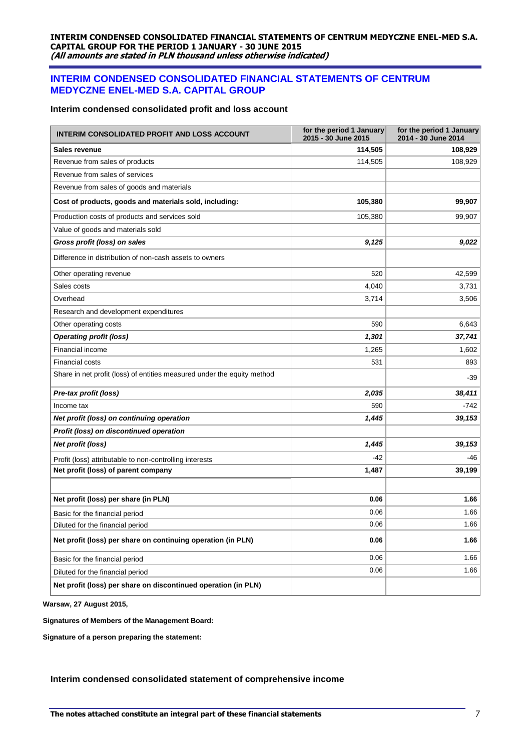## INTERIM CONDENSED CONSOLIDATED FINANCIAL STATEMENTS OF CENTRUM MEDYCZNE ENEL-MED S.A. CAPITAL GROUP

### Interim condensed consolidated profit and loss account

| INTERIM CONSOLIDATED PROFIT AND LOSS ACCOUNT | for the period 1 January 2015 - 30 June 2015 | for the period 1 January 2014 - 30 June 2014 |
|---|---|---|
| **Sales revenue** | **114,505** | **108,929** |
| Revenue from sales of products | 114,505 | 108,929 |
| Revenue from sales of services | | |
| Revenue from sales of goods and materials | | |
| **Cost of products, goods and materials sold, including:** | **105,380** | **99,907** |
| Production costs of products and services sold | 105,380 | 99,907 |
| Value of goods and materials sold | | |
| ***Gross profit (loss) on sales*** | ***9,125*** | ***9,022*** |
| Difference in distribution of non-cash assets to owners | | |
| Other operating revenue | 520 | 42,599 |
| Sales costs | 4,040 | 3,731 |
| Overhead | 3,714 | 3,506 |
| Research and development expenditures | | |
| Other operating costs | 590 | 6,643 |
| ***Operating profit (loss)*** | ***1,301*** | ***37,741*** |
| Financial income | 1,265 | 1,602 |
| Financial costs | 531 | 893 |
| Share in net profit (loss) of entities measured under the equity method | | -39 |
| ***Pre-tax profit (loss)*** | ***2,035*** | ***38,411*** |
| Income tax | 590 | -742 |
| ***Net profit (loss) on continuing operation*** | ***1,445*** | ***39,153*** |
| ***Profit (loss) on discontinued operation*** | | |
| ***Net profit (loss)*** | ***1,445*** | ***39,153*** |
| Profit (loss) attributable to non-controlling interests | -42 | -46 |
| **Net profit (loss) of parent company** | **1,487** | **39,199** |
| | | |
| **Net profit (loss) per share (in PLN)** | **0.06** | **1.66** |
| Basic for the financial period | 0.06 | 1.66 |
| Diluted for the financial period | 0.06 | 1.66 |
| **Net profit (loss) per share on continuing operation (in PLN)** | **0.06** | **1.66** |
| Basic for the financial period | 0.06 | 1.66 |
| Diluted for the financial period | 0.06 | 1.66 |
| **Net profit (loss) per share on discontinued operation (in PLN)** | | |

**Warsaw, 27 August 2015,**

**Signatures of Members of the Management Board:**

**Signature of a person preparing the statement:**

### Interim condensed consolidated statement of comprehensive income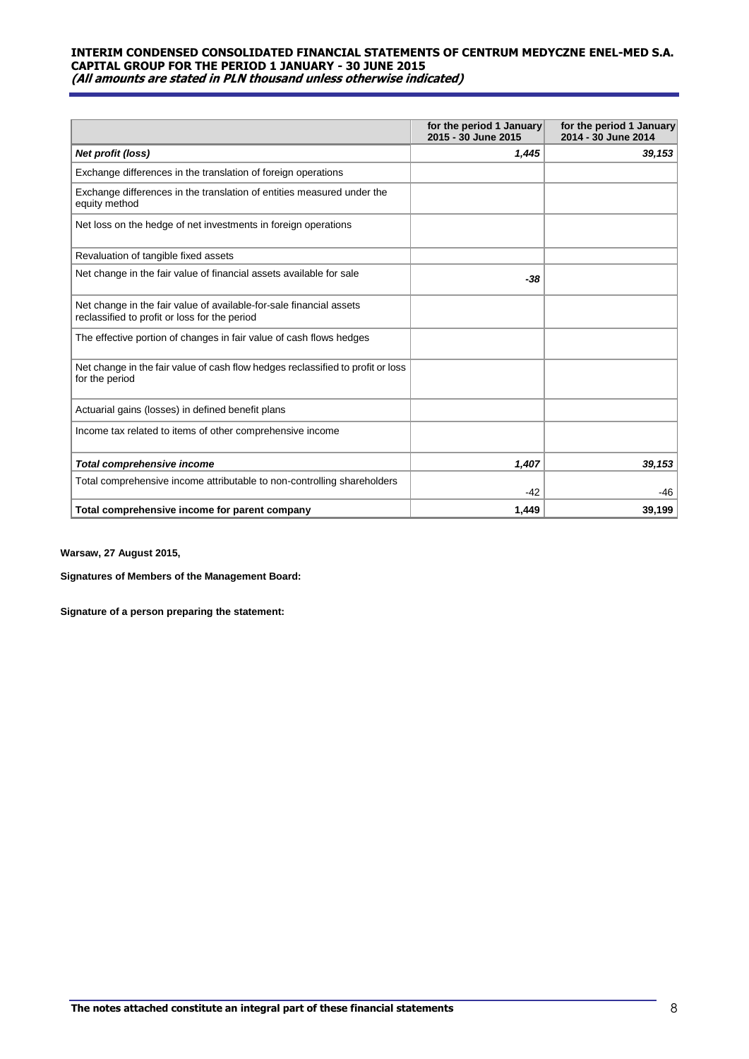| | for the period 1 January 2015 - 30 June 2015 | for the period 1 January 2014 - 30 June 2014 |
|---|---|---|
| ***Net profit (loss)*** | ***1,445*** | ***39,153*** |
| Exchange differences in the translation of foreign operations | | |
| Exchange differences in the translation of entities measured under the equity method | | |
| Net loss on the hedge of net investments in foreign operations | | |
| Revaluation of tangible fixed assets | | |
| Net change in the fair value of financial assets available for sale | *-38* | |
| Net change in the fair value of available-for-sale financial assets reclassified to profit or loss for the period | | |
| The effective portion of changes in fair value of cash flows hedges | | |
| Net change in the fair value of cash flow hedges reclassified to profit or loss for the period | | |
| Actuarial gains (losses) in defined benefit plans | | |
| Income tax related to items of other comprehensive income | | |
| ***Total comprehensive income*** | ***1,407*** | ***39,153*** |
| Total comprehensive income attributable to non-controlling shareholders | -42 | -46 |
| **Total comprehensive income for parent company** | **1,449** | **39,199** |

**Warsaw, 27 August 2015,**

**Signatures of Members of the Management Board:**

**Signature of a person preparing the statement:**

**The notes attached constitute an integral part of these financial statements**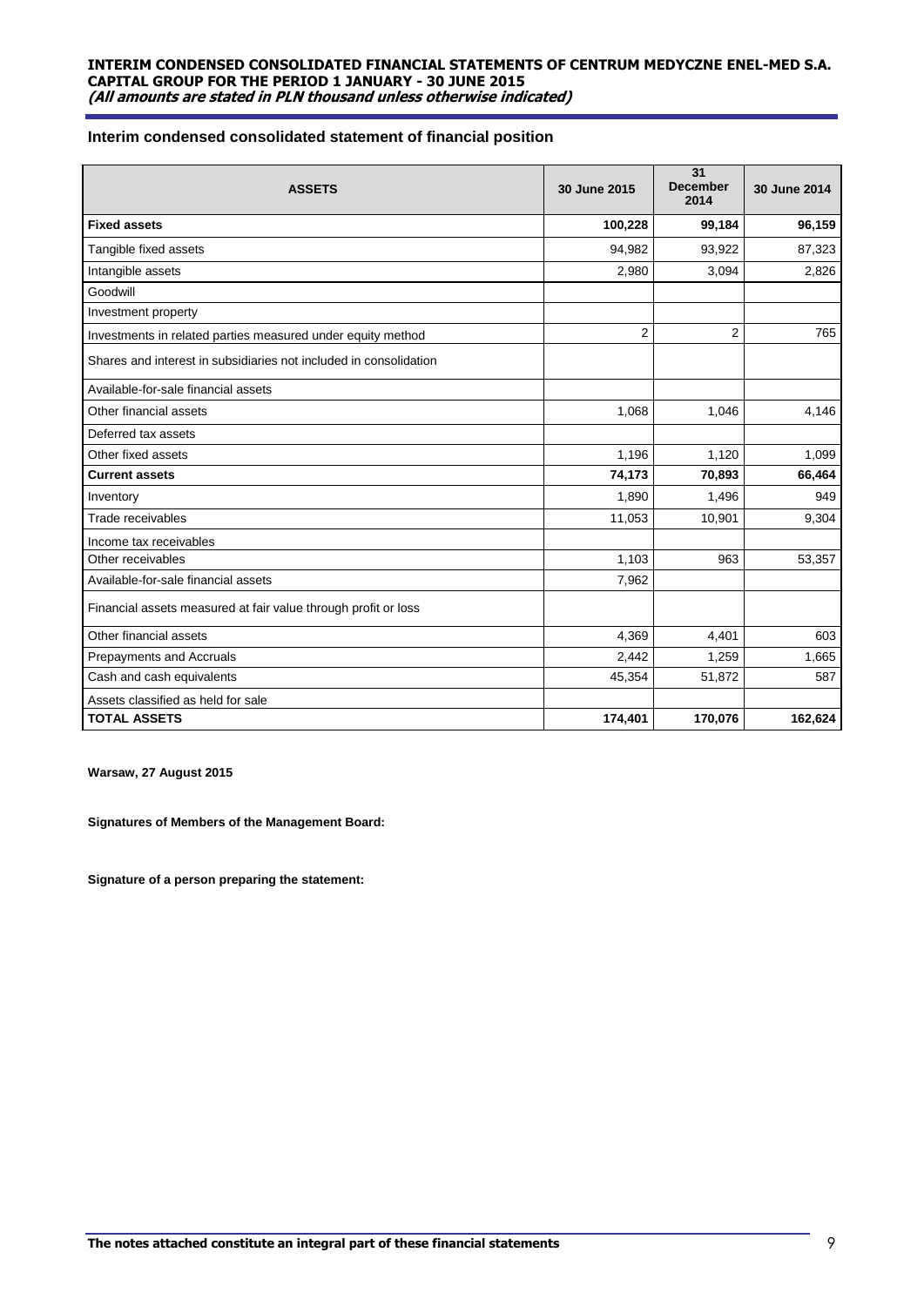## Interim condensed consolidated statement of financial position

| ASSETS | 30 June 2015 | 31 December 2014 | 30 June 2014 |
|---|---|---|---|
| **Fixed assets** | **100,228** | **99,184** | **96,159** |
| Tangible fixed assets | 94,982 | 93,922 | 87,323 |
| Intangible assets | 2,980 | 3,094 | 2,826 |
| Goodwill | | | |
| Investment property | | | |
| Investments in related parties measured under equity method | 2 | 2 | 765 |
| Shares and interest in subsidiaries not included in consolidation | | | |
| Available-for-sale financial assets | | | |
| Other financial assets | 1,068 | 1,046 | 4,146 |
| Deferred tax assets | | | |
| Other fixed assets | 1,196 | 1,120 | 1,099 |
| **Current assets** | **74,173** | **70,893** | **66,464** |
| Inventory | 1,890 | 1,496 | 949 |
| Trade receivables | 11,053 | 10,901 | 9,304 |
| Income tax receivables | | | |
| Other receivables | 1,103 | 963 | 53,357 |
| Available-for-sale financial assets | 7,962 | | |
| Financial assets measured at fair value through profit or loss | | | |
| Other financial assets | 4,369 | 4,401 | 603 |
| Prepayments and Accruals | 2,442 | 1,259 | 1,665 |
| Cash and cash equivalents | 45,354 | 51,872 | 587 |
| Assets classified as held for sale | | | |
| **TOTAL ASSETS** | **174,401** | **170,076** | **162,624** |

**Warsaw, 27 August 2015**

**Signatures of Members of the Management Board:**

**Signature of a person preparing the statement:**

**The notes attached constitute an integral part of these financial statements**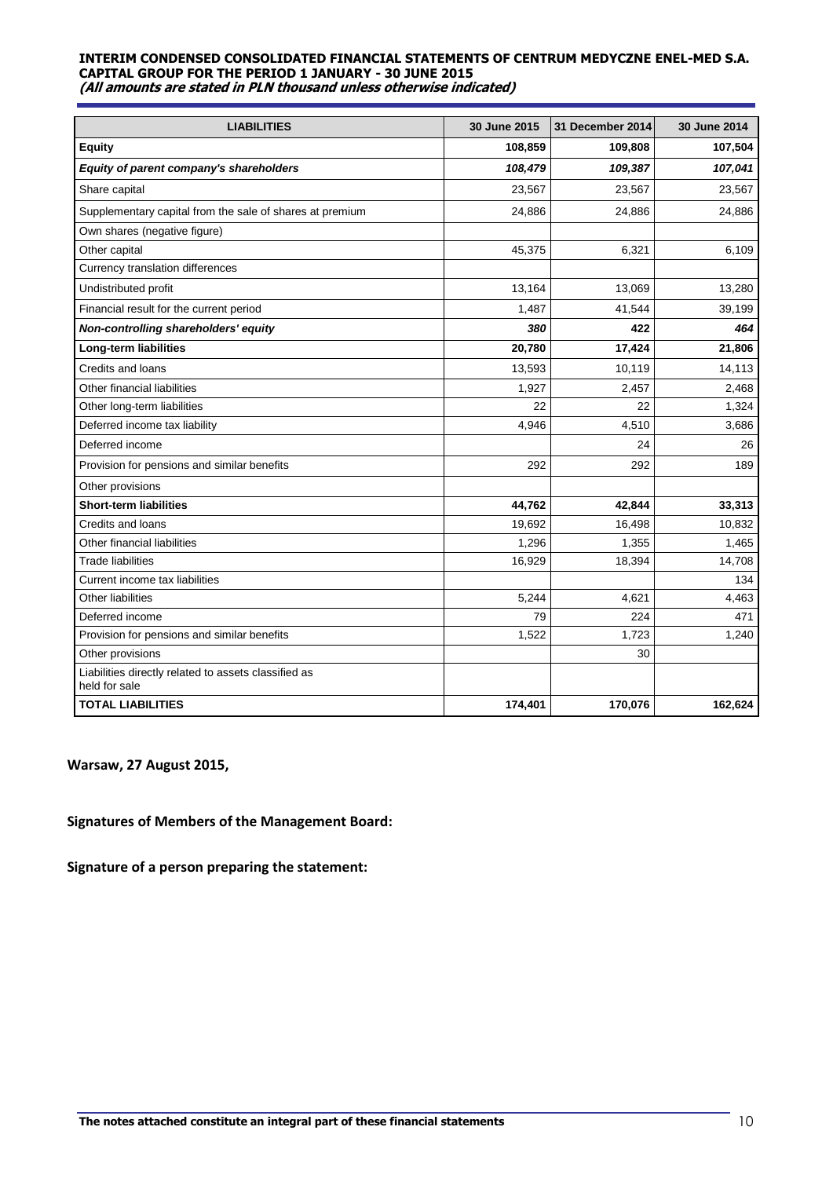| LIABILITIES | 30 June 2015 | 31 December 2014 | 30 June 2014 |
|---|---|---|---|
| **Equity** | **108,859** | **109,808** | **107,504** |
| ***Equity of parent company's shareholders*** | ***108,479*** | ***109,387*** | ***107,041*** |
| Share capital | 23,567 | 23,567 | 23,567 |
| Supplementary capital from the sale of shares at premium | 24,886 | 24,886 | 24,886 |
| Own shares (negative figure) | | | |
| Other capital | 45,375 | 6,321 | 6,109 |
| Currency translation differences | | | |
| Undistributed profit | 13,164 | 13,069 | 13,280 |
| Financial result for the current period | 1,487 | 41,544 | 39,199 |
| ***Non-controlling shareholders' equity*** | ***380*** | ***422*** | ***464*** |
| **Long-term liabilities** | **20,780** | **17,424** | **21,806** |
| Credits and loans | 13,593 | 10,119 | 14,113 |
| Other financial liabilities | 1,927 | 2,457 | 2,468 |
| Other long-term liabilities | 22 | 22 | 1,324 |
| Deferred income tax liability | 4,946 | 4,510 | 3,686 |
| Deferred income | | 24 | 26 |
| Provision for pensions and similar benefits | 292 | 292 | 189 |
| Other provisions | | | |
| **Short-term liabilities** | **44,762** | **42,844** | **33,313** |
| Credits and loans | 19,692 | 16,498 | 10,832 |
| Other financial liabilities | 1,296 | 1,355 | 1,465 |
| Trade liabilities | 16,929 | 18,394 | 14,708 |
| Current income tax liabilities | | | 134 |
| Other liabilities | 5,244 | 4,621 | 4,463 |
| Deferred income | 79 | 224 | 471 |
| Provision for pensions and similar benefits | 1,522 | 1,723 | 1,240 |
| Other provisions | | 30 | |
| Liabilities directly related to assets classified as held for sale | | | |
| **TOTAL LIABILITIES** | **174,401** | **170,076** | **162,624** |

**Warsaw, 27 August 2015,**

**Signatures of Members of the Management Board:**

**Signature of a person preparing the statement:**

**The notes attached constitute an integral part of these financial statements**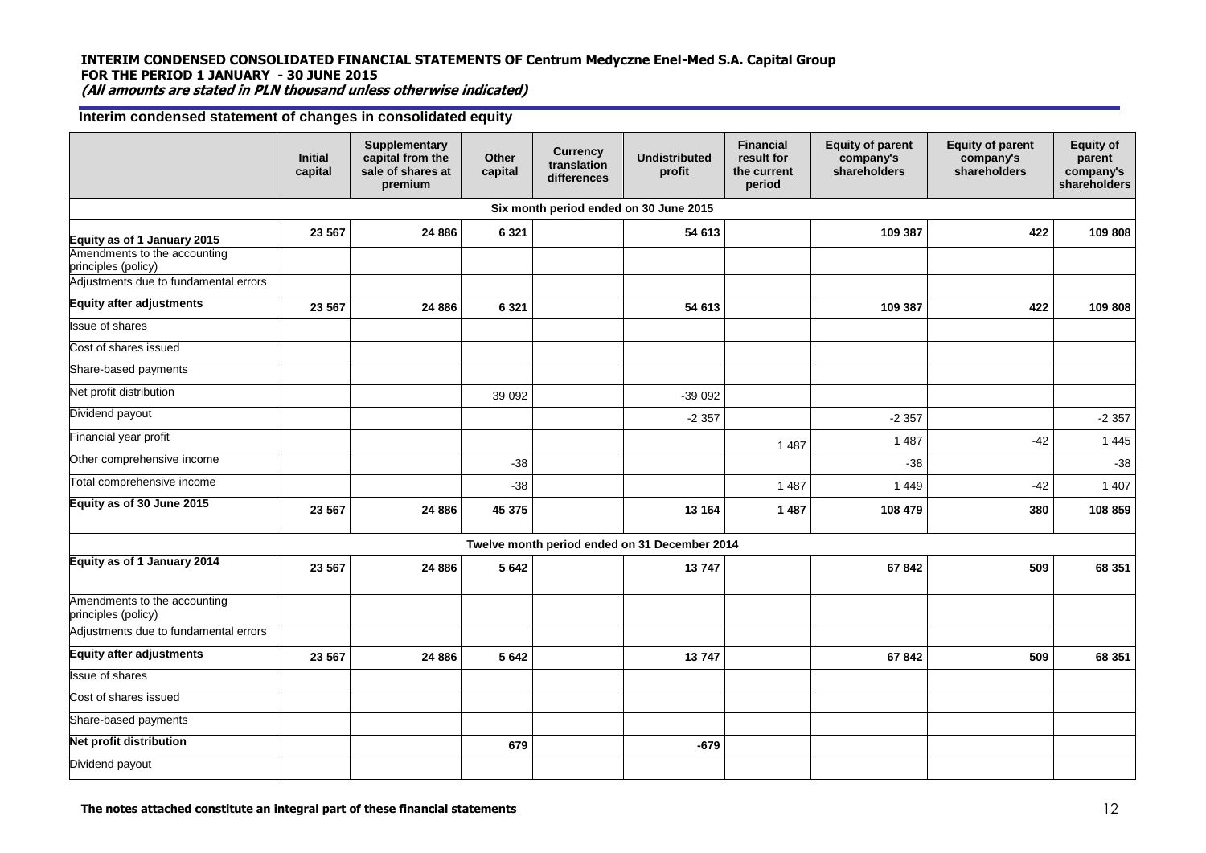## Interim condensed statement of changes in consolidated equity

| | Initial capital | Supplementary capital from the sale of shares at premium | Other capital | Currency translation differences | Undistributed profit | Financial result for the current period | Equity of parent company's shareholders | Equity of parent company's shareholders | Equity of parent company's shareholders |
|---|---|---|---|---|---|---|---|---|---|
| **Six month period ended on 30 June 2015** | | | | | | | | | |
| **Equity as of 1 January 2015** | **23 567** | **24 886** | **6 321** | | **54 613** | | **109 387** | **422** | **109 808** |
| Amendments to the accounting principles (policy) | | | | | | | | | |
| Adjustments due to fundamental errors | | | | | | | | | |
| **Equity after adjustments** | **23 567** | **24 886** | **6 321** | | **54 613** | | **109 387** | **422** | **109 808** |
| Issue of shares | | | | | | | | | |
| Cost of shares issued | | | | | | | | | |
| Share-based payments | | | | | | | | | |
| Net profit distribution | | | 39 092 | | -39 092 | | | | |
| Dividend payout | | | | | -2 357 | | -2 357 | | -2 357 |
| Financial year profit | | | | | | 1 487 | 1 487 | -42 | 1 445 |
| Other comprehensive income | | | -38 | | | | -38 | | -38 |
| Total comprehensive income | | | -38 | | | 1 487 | 1 449 | -42 | 1 407 |
| **Equity as of 30 June 2015** | **23 567** | **24 886** | **45 375** | | **13 164** | **1 487** | **108 479** | **380** | **108 859** |
| **Twelve month period ended on 31 December 2014** | | | | | | | | | |
| **Equity as of 1 January 2014** | **23 567** | **24 886** | **5 642** | | **13 747** | | **67 842** | **509** | **68 351** |
| Amendments to the accounting principles (policy) | | | | | | | | | |
| Adjustments due to fundamental errors | | | | | | | | | |
| **Equity after adjustments** | **23 567** | **24 886** | **5 642** | | **13 747** | | **67 842** | **509** | **68 351** |
| Issue of shares | | | | | | | | | |
| Cost of shares issued | | | | | | | | | |
| Share-based payments | | | | | | | | | |
| **Net profit distribution** | | | **679** | | **-679** | | | | |
| Dividend payout | | | | | | | | | |

**The notes attached constitute an integral part of these financial statements**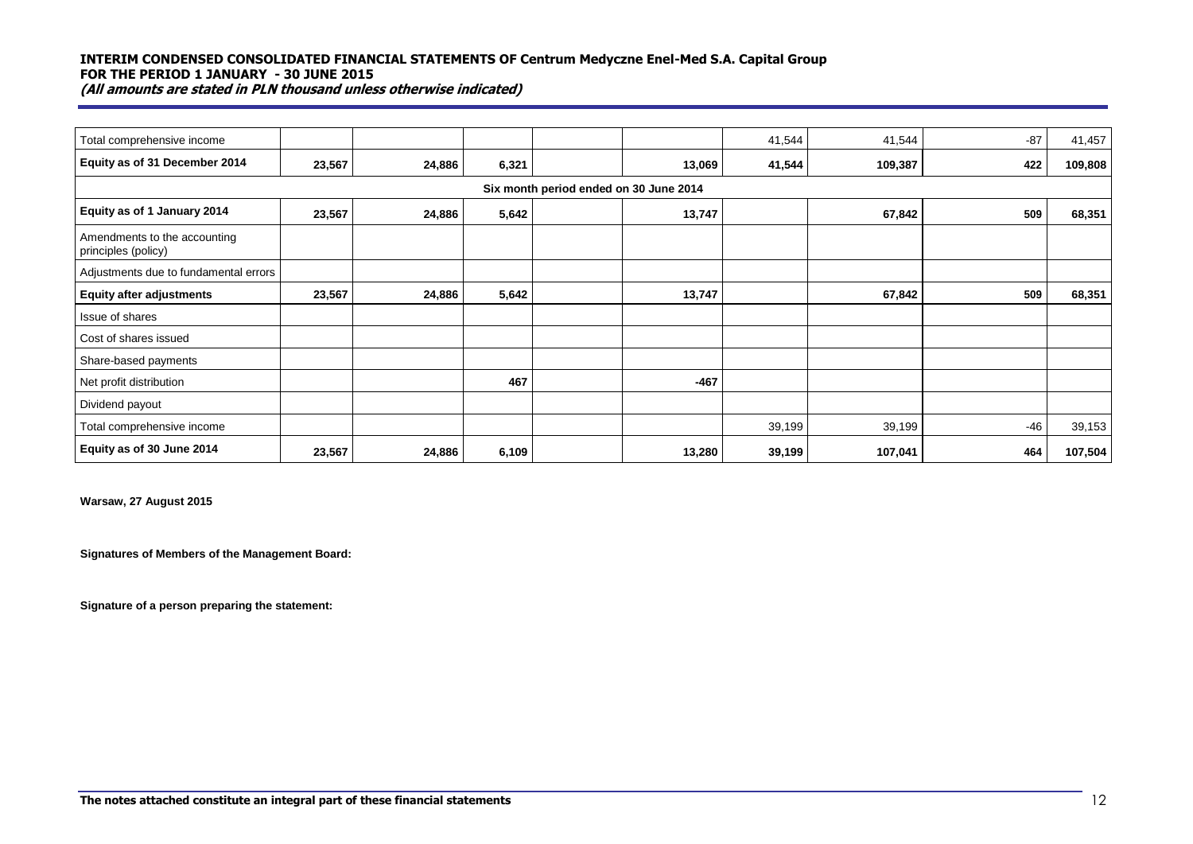| | | | | | | | | | |
|---|---|---|---|---|---|---|---|---|---|
| Total comprehensive income | | | | | | 41,544 | 41,544 | -87 | 41,457 |
| **Equity as of 31 December 2014** | **23,567** | **24,886** | **6,321** | | **13,069** | **41,544** | **109,387** | **422** | **109,808** |
| **Six month period ended on 30 June 2014** | | | | | | | | | |
| **Equity as of 1 January 2014** | **23,567** | **24,886** | **5,642** | | **13,747** | | **67,842** | **509** | **68,351** |
| Amendments to the accounting principles (policy) | | | | | | | | | |
| Adjustments due to fundamental errors | | | | | | | | | |
| **Equity after adjustments** | **23,567** | **24,886** | **5,642** | | **13,747** | | **67,842** | **509** | **68,351** |
| Issue of shares | | | | | | | | | |
| Cost of shares issued | | | | | | | | | |
| Share-based payments | | | | | | | | | |
| Net profit distribution | | | **467** | | **-467** | | | | |
| Dividend payout | | | | | | | | | |
| Total comprehensive income | | | | | | 39,199 | 39,199 | -46 | 39,153 |
| **Equity as of 30 June 2014** | **23,567** | **24,886** | **6,109** | | **13,280** | **39,199** | **107,041** | **464** | **107,504** |

**Warsaw, 27 August 2015**

**Signatures of Members of the Management Board:**

**Signature of a person preparing the statement:**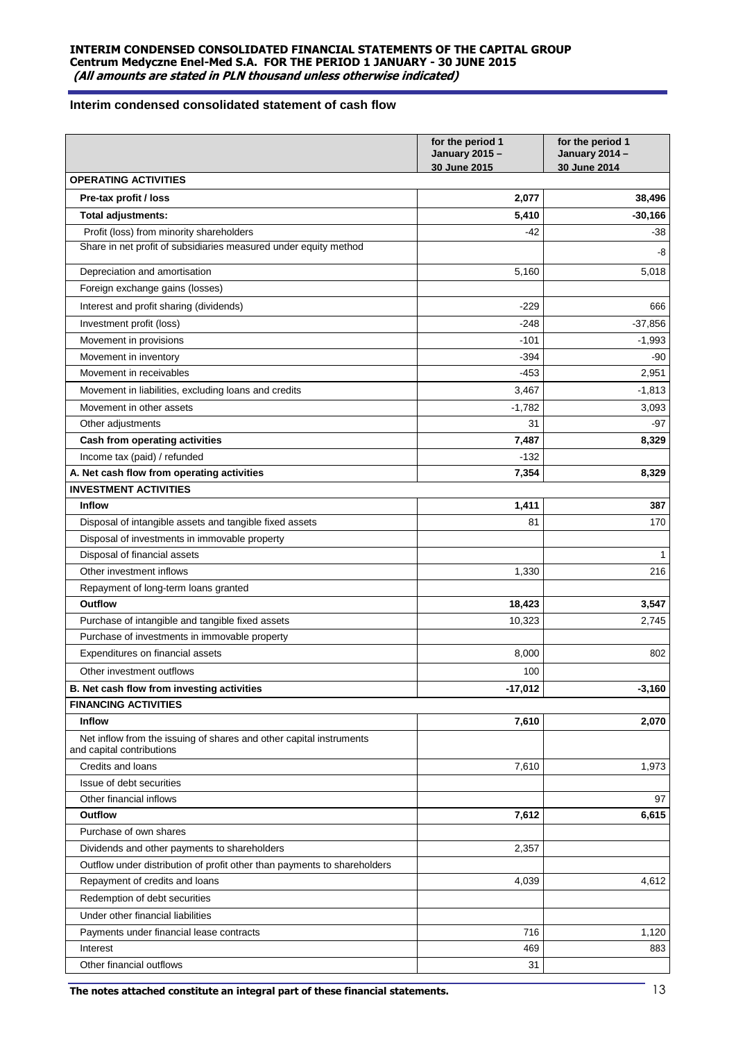**INTERIM CONDENSED CONSOLIDATED FINANCIAL STATEMENTS OF THE CAPITAL GROUP Centrum Medyczne Enel-Med S.A. FOR THE PERIOD 1 JANUARY - 30 JUNE 2015**
***(All amounts are stated in PLN thousand unless otherwise indicated)***

## Interim condensed consolidated statement of cash flow

| | for the period 1 January 2015 – 30 June 2015 | for the period 1 January 2014 – 30 June 2014 |
|---|---|---|
| **OPERATING ACTIVITIES** | | |
| **Pre-tax profit / loss** | **2,077** | **38,496** |
| **Total adjustments:** | **5,410** | **-30,166** |
| Profit (loss) from minority shareholders | -42 | -38 |
| Share in net profit of subsidiaries measured under equity method | | -8 |
| Depreciation and amortisation | 5,160 | 5,018 |
| Foreign exchange gains (losses) | | |
| Interest and profit sharing (dividends) | -229 | 666 |
| Investment profit (loss) | -248 | -37,856 |
| Movement in provisions | -101 | -1,993 |
| Movement in inventory | -394 | -90 |
| Movement in receivables | -453 | 2,951 |
| Movement in liabilities, excluding loans and credits | 3,467 | -1,813 |
| Movement in other assets | -1,782 | 3,093 |
| Other adjustments | 31 | -97 |
| **Cash from operating activities** | **7,487** | **8,329** |
| Income tax (paid) / refunded | -132 | |
| **A. Net cash flow from operating activities** | **7,354** | **8,329** |
| **INVESTMENT ACTIVITIES** | | |
| **Inflow** | **1,411** | **387** |
| Disposal of intangible assets and tangible fixed assets | 81 | 170 |
| Disposal of investments in immovable property | | |
| Disposal of financial assets | | 1 |
| Other investment inflows | 1,330 | 216 |
| Repayment of long-term loans granted | | |
| **Outflow** | **18,423** | **3,547** |
| Purchase of intangible and tangible fixed assets | 10,323 | 2,745 |
| Purchase of investments in immovable property | | |
| Expenditures on financial assets | 8,000 | 802 |
| Other investment outflows | 100 | |
| **B. Net cash flow from investing activities** | **-17,012** | **-3,160** |
| **FINANCING ACTIVITIES** | | |
| **Inflow** | **7,610** | **2,070** |
| Net inflow from the issuing of shares and other capital instruments and capital contributions | | |
| Credits and loans | 7,610 | 1,973 |
| Issue of debt securities | | |
| Other financial inflows | | 97 |
| **Outflow** | **7,612** | **6,615** |
| Purchase of own shares | | |
| Dividends and other payments to shareholders | 2,357 | |
| Outflow under distribution of profit other than payments to shareholders | | |
| Repayment of credits and loans | 4,039 | 4,612 |
| Redemption of debt securities | | |
| Under other financial liabilities | | |
| Payments under financial lease contracts | 716 | 1,120 |
| Interest | 469 | 883 |
| Other financial outflows | 31 | |

**The notes attached constitute an integral part of these financial statements.**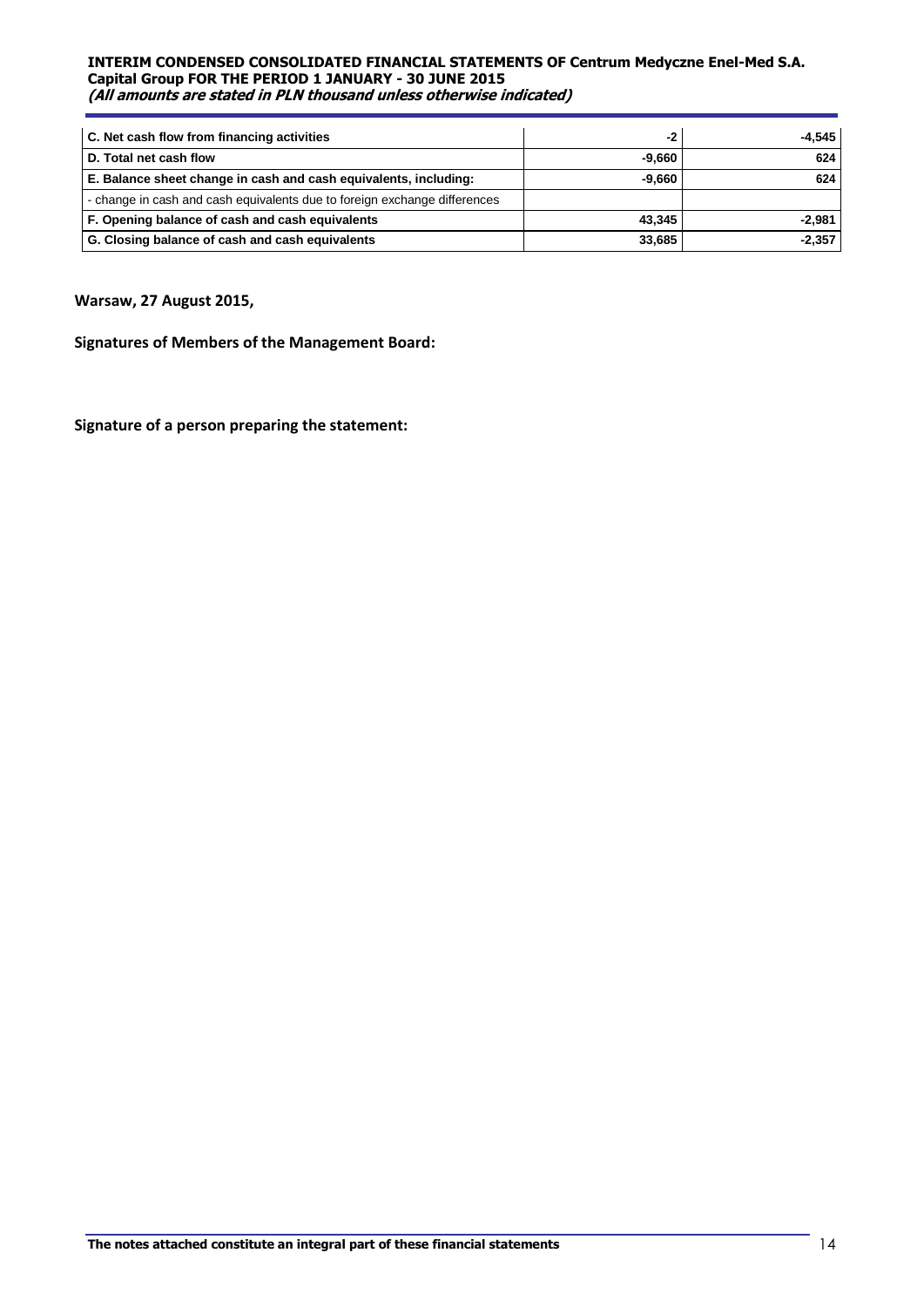| | | |
|---|---|---|
| **C. Net cash flow from financing activities** | **-2** | **-4,545** |
| **D. Total net cash flow** | **-9,660** | **624** |
| **E. Balance sheet change in cash and cash equivalents, including:** | **-9,660** | **624** |
| - change in cash and cash equivalents due to foreign exchange differences | | |
| **F. Opening balance of cash and cash equivalents** | **43,345** | **-2,981** |
| **G. Closing balance of cash and cash equivalents** | **33,685** | **-2,357** |

**Warsaw, 27 August 2015,**

**Signatures of Members of the Management Board:**

**Signature of a person preparing the statement:**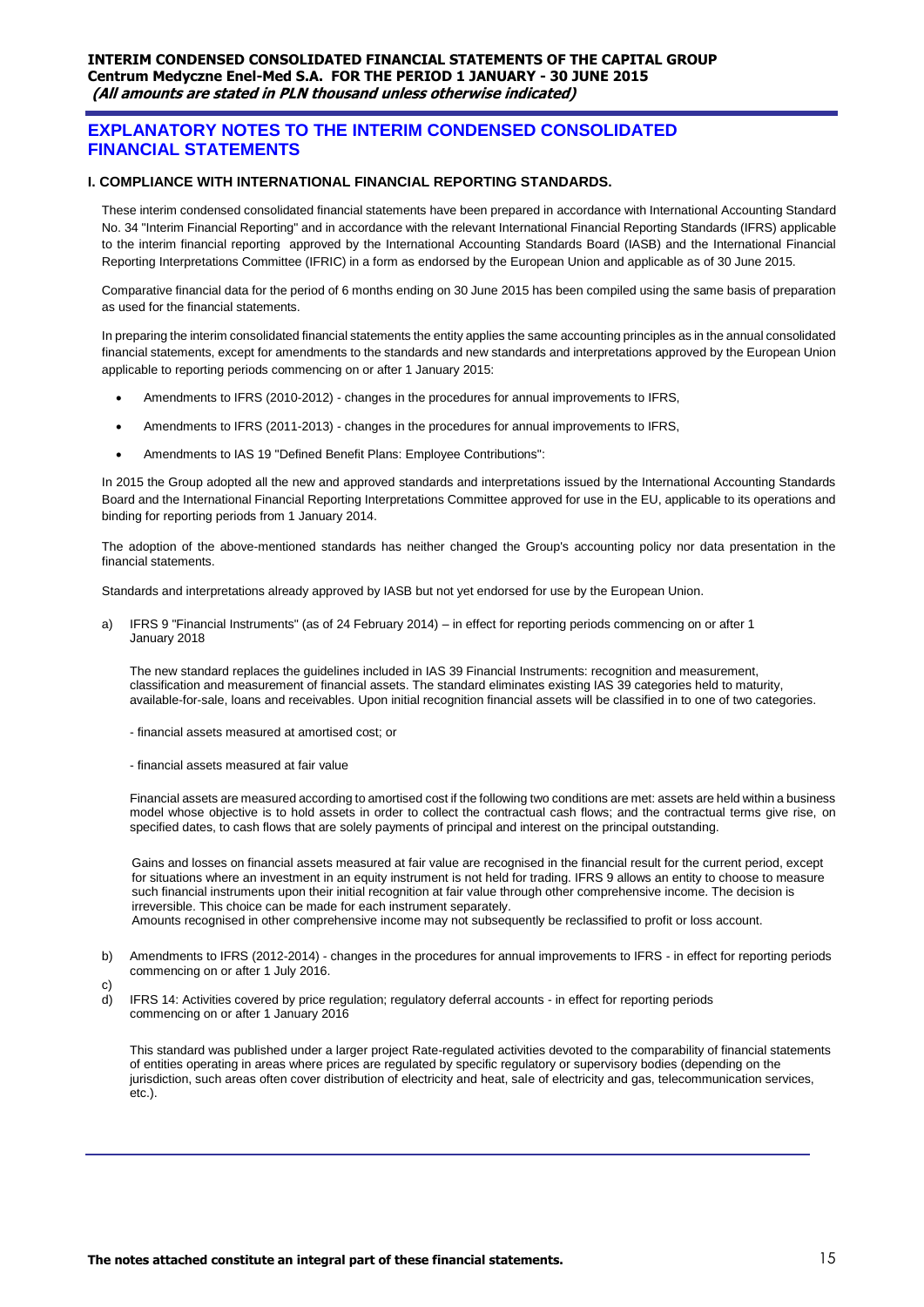# EXPLANATORY NOTES TO THE INTERIM CONDENSED CONSOLIDATED FINANCIAL STATEMENTS

## I. COMPLIANCE WITH INTERNATIONAL FINANCIAL REPORTING STANDARDS.

These interim condensed consolidated financial statements have been prepared in accordance with International Accounting Standard No. 34 "Interim Financial Reporting" and in accordance with the relevant International Financial Reporting Standards (IFRS) applicable to the interim financial reporting approved by the International Accounting Standards Board (IASB) and the International Financial Reporting Interpretations Committee (IFRIC) in a form as endorsed by the European Union and applicable as of 30 June 2015.

Comparative financial data for the period of 6 months ending on 30 June 2015 has been compiled using the same basis of preparation as used for the financial statements.

In preparing the interim consolidated financial statements the entity applies the same accounting principles as in the annual consolidated financial statements, except for amendments to the standards and new standards and interpretations approved by the European Union applicable to reporting periods commencing on or after 1 January 2015:

- Amendments to IFRS (2010-2012) - changes in the procedures for annual improvements to IFRS,
- Amendments to IFRS (2011-2013) - changes in the procedures for annual improvements to IFRS,
- Amendments to IAS 19 "Defined Benefit Plans: Employee Contributions":

In 2015 the Group adopted all the new and approved standards and interpretations issued by the International Accounting Standards Board and the International Financial Reporting Interpretations Committee approved for use in the EU, applicable to its operations and binding for reporting periods from 1 January 2014.

The adoption of the above-mentioned standards has neither changed the Group's accounting policy nor data presentation in the financial statements.

Standards and interpretations already approved by IASB but not yet endorsed for use by the European Union.

a) IFRS 9 "Financial Instruments" (as of 24 February 2014) – in effect for reporting periods commencing on or after 1 January 2018

The new standard replaces the guidelines included in IAS 39 Financial Instruments: recognition and measurement, classification and measurement of financial assets. The standard eliminates existing IAS 39 categories held to maturity, available-for-sale, loans and receivables. Upon initial recognition financial assets will be classified in to one of two categories.

- financial assets measured at amortised cost; or

- financial assets measured at fair value

Financial assets are measured according to amortised cost if the following two conditions are met: assets are held within a business model whose objective is to hold assets in order to collect the contractual cash flows; and the contractual terms give rise, on specified dates, to cash flows that are solely payments of principal and interest on the principal outstanding.

Gains and losses on financial assets measured at fair value are recognised in the financial result for the current period, except for situations where an investment in an equity instrument is not held for trading. IFRS 9 allows an entity to choose to measure such financial instruments upon their initial recognition at fair value through other comprehensive income. The decision is irreversible. This choice can be made for each instrument separately.
Amounts recognised in other comprehensive income may not subsequently be reclassified to profit or loss account.

b) Amendments to IFRS (2012-2014) - changes in the procedures for annual improvements to IFRS - in effect for reporting periods commencing on or after 1 July 2016.

c)

d) IFRS 14: Activities covered by price regulation; regulatory deferral accounts - in effect for reporting periods commencing on or after 1 January 2016

This standard was published under a larger project Rate-regulated activities devoted to the comparability of financial statements of entities operating in areas where prices are regulated by specific regulatory or supervisory bodies (depending on the jurisdiction, such areas often cover distribution of electricity and heat, sale of electricity and gas, telecommunication services, etc.).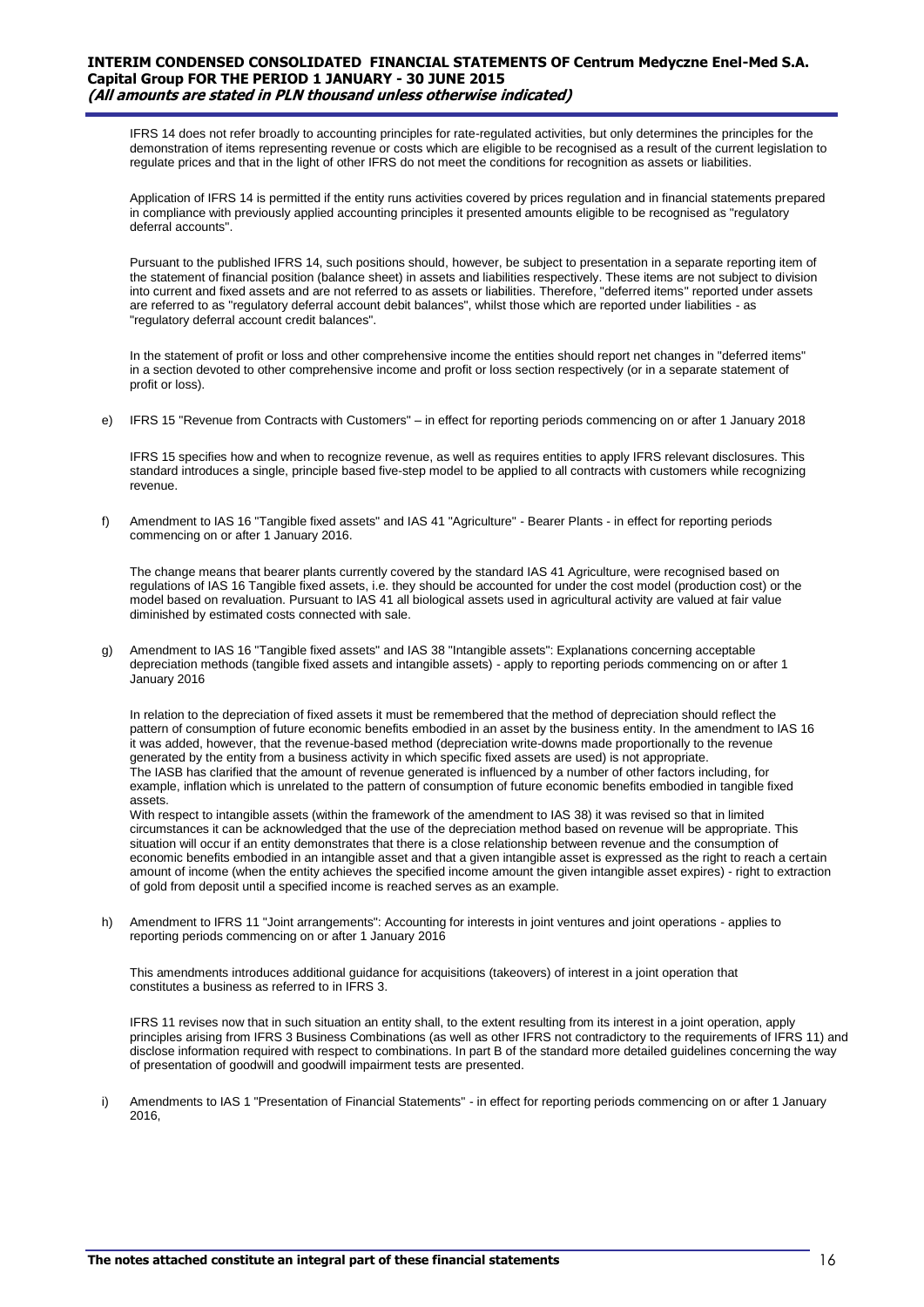IFRS 14 does not refer broadly to accounting principles for rate-regulated activities, but only determines the principles for the demonstration of items representing revenue or costs which are eligible to be recognised as a result of the current legislation to regulate prices and that in the light of other IFRS do not meet the conditions for recognition as assets or liabilities.

Application of IFRS 14 is permitted if the entity runs activities covered by prices regulation and in financial statements prepared in compliance with previously applied accounting principles it presented amounts eligible to be recognised as "regulatory deferral accounts".

Pursuant to the published IFRS 14, such positions should, however, be subject to presentation in a separate reporting item of the statement of financial position (balance sheet) in assets and liabilities respectively. These items are not subject to division into current and fixed assets and are not referred to as assets or liabilities. Therefore, "deferred items" reported under assets are referred to as "regulatory deferral account debit balances", whilst those which are reported under liabilities - as "regulatory deferral account credit balances".

In the statement of profit or loss and other comprehensive income the entities should report net changes in "deferred items" in a section devoted to other comprehensive income and profit or loss section respectively (or in a separate statement of profit or loss).

e) IFRS 15 "Revenue from Contracts with Customers" – in effect for reporting periods commencing on or after 1 January 2018

   IFRS 15 specifies how and when to recognize revenue, as well as requires entities to apply IFRS relevant disclosures. This standard introduces a single, principle based five-step model to be applied to all contracts with customers while recognizing revenue.

f) Amendment to IAS 16 "Tangible fixed assets" and IAS 41 "Agriculture" - Bearer Plants - in effect for reporting periods commencing on or after 1 January 2016.

   The change means that bearer plants currently covered by the standard IAS 41 Agriculture, were recognised based on regulations of IAS 16 Tangible fixed assets, i.e. they should be accounted for under the cost model (production cost) or the model based on revaluation. Pursuant to IAS 41 all biological assets used in agricultural activity are valued at fair value diminished by estimated costs connected with sale.

g) Amendment to IAS 16 "Tangible fixed assets" and IAS 38 "Intangible assets": Explanations concerning acceptable depreciation methods (tangible fixed assets and intangible assets) - apply to reporting periods commencing on or after 1 January 2016

   In relation to the depreciation of fixed assets it must be remembered that the method of depreciation should reflect the pattern of consumption of future economic benefits embodied in an asset by the business entity. In the amendment to IAS 16 it was added, however, that the revenue-based method (depreciation write-downs made proportionally to the revenue generated by the entity from a business activity in which specific fixed assets are used) is not appropriate.
   The IASB has clarified that the amount of revenue generated is influenced by a number of other factors including, for example, inflation which is unrelated to the pattern of consumption of future economic benefits embodied in tangible fixed assets.
   With respect to intangible assets (within the framework of the amendment to IAS 38) it was revised so that in limited circumstances it can be acknowledged that the use of the depreciation method based on revenue will be appropriate. This situation will occur if an entity demonstrates that there is a close relationship between revenue and the consumption of economic benefits embodied in an intangible asset and that a given intangible asset is expressed as the right to reach a certain amount of income (when the entity achieves the specified income amount the given intangible asset expires) - right to extraction of gold from deposit until a specified income is reached serves as an example.

h) Amendment to IFRS 11 "Joint arrangements": Accounting for interests in joint ventures and joint operations - applies to reporting periods commencing on or after 1 January 2016

   This amendments introduces additional guidance for acquisitions (takeovers) of interest in a joint operation that constitutes a business as referred to in IFRS 3.

   IFRS 11 revises now that in such situation an entity shall, to the extent resulting from its interest in a joint operation, apply principles arising from IFRS 3 Business Combinations (as well as other IFRS not contradictory to the requirements of IFRS 11) and disclose information required with respect to combinations. In part B of the standard more detailed guidelines concerning the way of presentation of goodwill and goodwill impairment tests are presented.

i) Amendments to IAS 1 "Presentation of Financial Statements" - in effect for reporting periods commencing on or after 1 January 2016,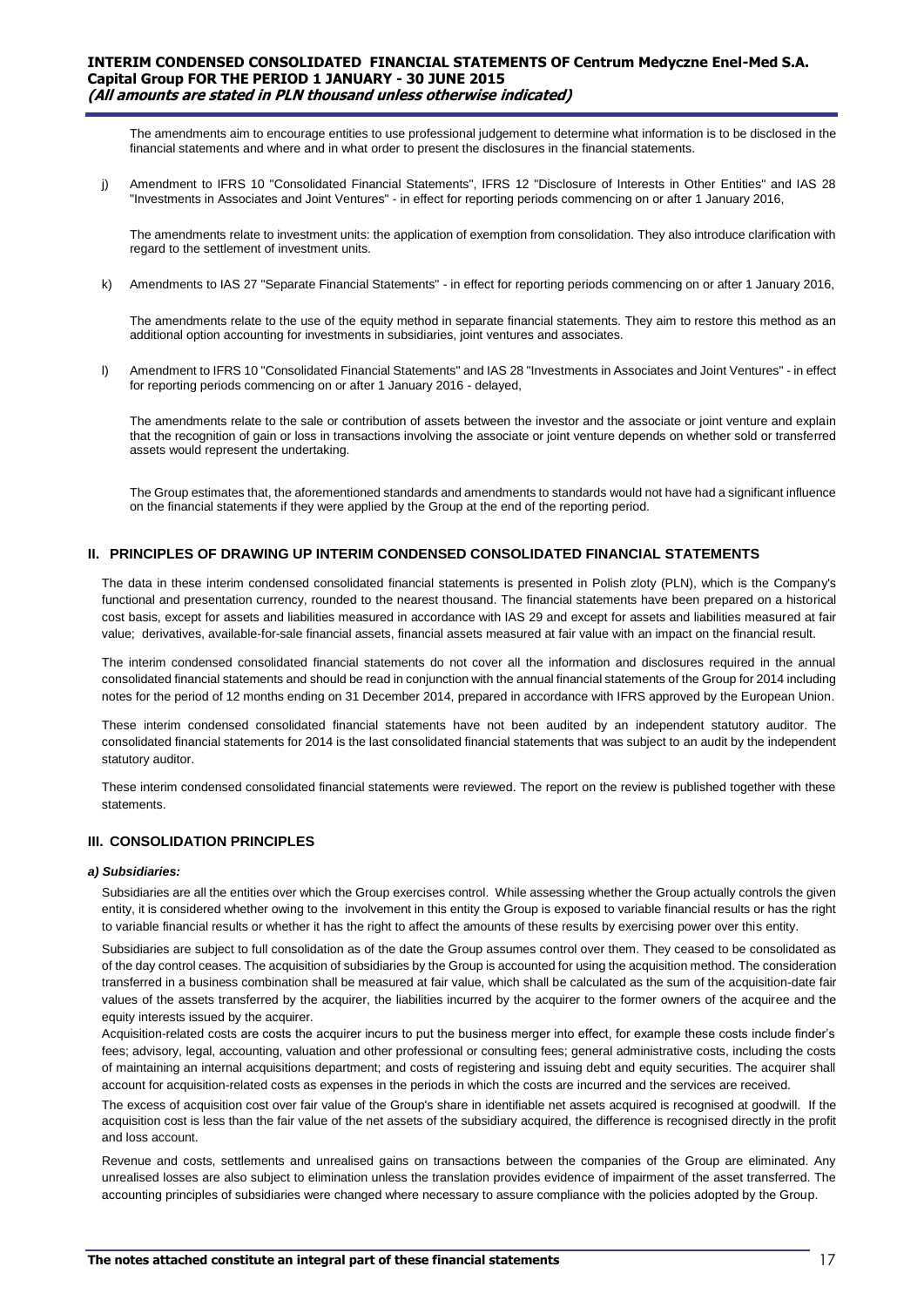The amendments aim to encourage entities to use professional judgement to determine what information is to be disclosed in the financial statements and where and in what order to present the disclosures in the financial statements.

j) Amendment to IFRS 10 "Consolidated Financial Statements", IFRS 12 "Disclosure of Interests in Other Entities" and IAS 28 "Investments in Associates and Joint Ventures" - in effect for reporting periods commencing on or after 1 January 2016,

   The amendments relate to investment units: the application of exemption from consolidation. They also introduce clarification with regard to the settlement of investment units.

k) Amendments to IAS 27 "Separate Financial Statements" - in effect for reporting periods commencing on or after 1 January 2016,

   The amendments relate to the use of the equity method in separate financial statements. They aim to restore this method as an additional option accounting for investments in subsidiaries, joint ventures and associates.

l) Amendment to IFRS 10 "Consolidated Financial Statements" and IAS 28 "Investments in Associates and Joint Ventures" - in effect for reporting periods commencing on or after 1 January 2016 - delayed,

   The amendments relate to the sale or contribution of assets between the investor and the associate or joint venture and explain that the recognition of gain or loss in transactions involving the associate or joint venture depends on whether sold or transferred assets would represent the undertaking.

   The Group estimates that, the aforementioned standards and amendments to standards would not have had a significant influence on the financial statements if they were applied by the Group at the end of the reporting period.

## II. PRINCIPLES OF DRAWING UP INTERIM CONDENSED CONSOLIDATED FINANCIAL STATEMENTS

The data in these interim condensed consolidated financial statements is presented in Polish zloty (PLN), which is the Company's functional and presentation currency, rounded to the nearest thousand. The financial statements have been prepared on a historical cost basis, except for assets and liabilities measured in accordance with IAS 29 and except for assets and liabilities measured at fair value; derivatives, available-for-sale financial assets, financial assets measured at fair value with an impact on the financial result.

The interim condensed consolidated financial statements do not cover all the information and disclosures required in the annual consolidated financial statements and should be read in conjunction with the annual financial statements of the Group for 2014 including notes for the period of 12 months ending on 31 December 2014, prepared in accordance with IFRS approved by the European Union.

These interim condensed consolidated financial statements have not been audited by an independent statutory auditor. The consolidated financial statements for 2014 is the last consolidated financial statements that was subject to an audit by the independent statutory auditor.

These interim condensed consolidated financial statements were reviewed. The report on the review is published together with these statements.

## III. CONSOLIDATION PRINCIPLES

***a) Subsidiaries:***

Subsidiaries are all the entities over which the Group exercises control. While assessing whether the Group actually controls the given entity, it is considered whether owing to the involvement in this entity the Group is exposed to variable financial results or has the right to variable financial results or whether it has the right to affect the amounts of these results by exercising power over this entity.

Subsidiaries are subject to full consolidation as of the date the Group assumes control over them. They ceased to be consolidated as of the day control ceases. The acquisition of subsidiaries by the Group is accounted for using the acquisition method. The consideration transferred in a business combination shall be measured at fair value, which shall be calculated as the sum of the acquisition-date fair values of the assets transferred by the acquirer, the liabilities incurred by the acquirer to the former owners of the acquiree and the equity interests issued by the acquirer.

Acquisition-related costs are costs the acquirer incurs to put the business merger into effect, for example these costs include finder's fees; advisory, legal, accounting, valuation and other professional or consulting fees; general administrative costs, including the costs of maintaining an internal acquisitions department; and costs of registering and issuing debt and equity securities. The acquirer shall account for acquisition-related costs as expenses in the periods in which the costs are incurred and the services are received.

The excess of acquisition cost over fair value of the Group's share in identifiable net assets acquired is recognised at goodwill. If the acquisition cost is less than the fair value of the net assets of the subsidiary acquired, the difference is recognised directly in the profit and loss account.

Revenue and costs, settlements and unrealised gains on transactions between the companies of the Group are eliminated. Any unrealised losses are also subject to elimination unless the translation provides evidence of impairment of the asset transferred. The accounting principles of subsidiaries were changed where necessary to assure compliance with the policies adopted by the Group.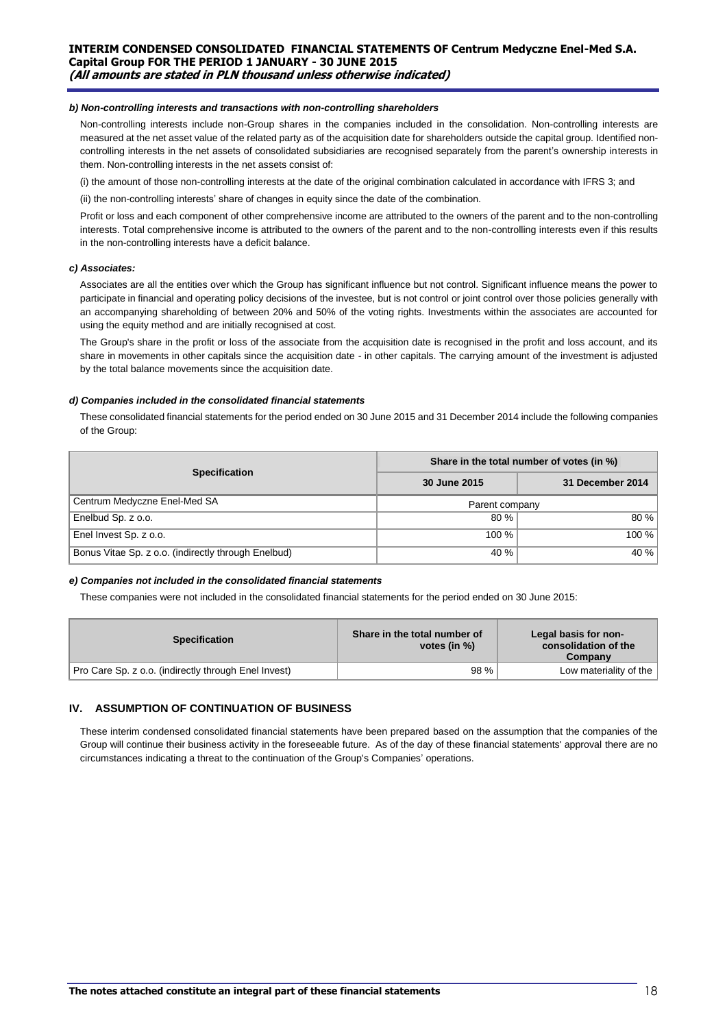#### *b) Non-controlling interests and transactions with non-controlling shareholders*

Non-controlling interests include non-Group shares in the companies included in the consolidation. Non-controlling interests are measured at the net asset value of the related party as of the acquisition date for shareholders outside the capital group. Identified non-controlling interests in the net assets of consolidated subsidiaries are recognised separately from the parent's ownership interests in them. Non-controlling interests in the net assets consist of:

(i) the amount of those non-controlling interests at the date of the original combination calculated in accordance with IFRS 3; and

(ii) the non-controlling interests' share of changes in equity since the date of the combination.

Profit or loss and each component of other comprehensive income are attributed to the owners of the parent and to the non-controlling interests. Total comprehensive income is attributed to the owners of the parent and to the non-controlling interests even if this results in the non-controlling interests have a deficit balance.

#### *c) Associates:*

Associates are all the entities over which the Group has significant influence but not control. Significant influence means the power to participate in financial and operating policy decisions of the investee, but is not control or joint control over those policies generally with an accompanying shareholding of between 20% and 50% of the voting rights. Investments within the associates are accounted for using the equity method and are initially recognised at cost.

The Group's share in the profit or loss of the associate from the acquisition date is recognised in the profit and loss account, and its share in movements in other capitals since the acquisition date - in other capitals. The carrying amount of the investment is adjusted by the total balance movements since the acquisition date.

#### *d) Companies included in the consolidated financial statements*

These consolidated financial statements for the period ended on 30 June 2015 and 31 December 2014 include the following companies of the Group:

| Specification | Share in the total number of votes (in %) | |
|---|---|---|
| | 30 June 2015 | 31 December 2014 |
| Centrum Medyczne Enel-Med SA | Parent company | |
| Enelbud Sp. z o.o. | 80 % | 80 % |
| Enel Invest Sp. z o.o. | 100 % | 100 % |
| Bonus Vitae Sp. z o.o. (indirectly through Enelbud) | 40 % | 40 % |

#### *e) Companies not included in the consolidated financial statements*

These companies were not included in the consolidated financial statements for the period ended on 30 June 2015:

| Specification | Share in the total number of votes (in %) | Legal basis for non-consolidation of the Company |
|---|---|---|
| Pro Care Sp. z o.o. (indirectly through Enel Invest) | 98 % | Low materiality of the |

## IV. ASSUMPTION OF CONTINUATION OF BUSINESS

These interim condensed consolidated financial statements have been prepared based on the assumption that the companies of the Group will continue their business activity in the foreseeable future. As of the day of these financial statements' approval there are no circumstances indicating a threat to the continuation of the Group's Companies' operations.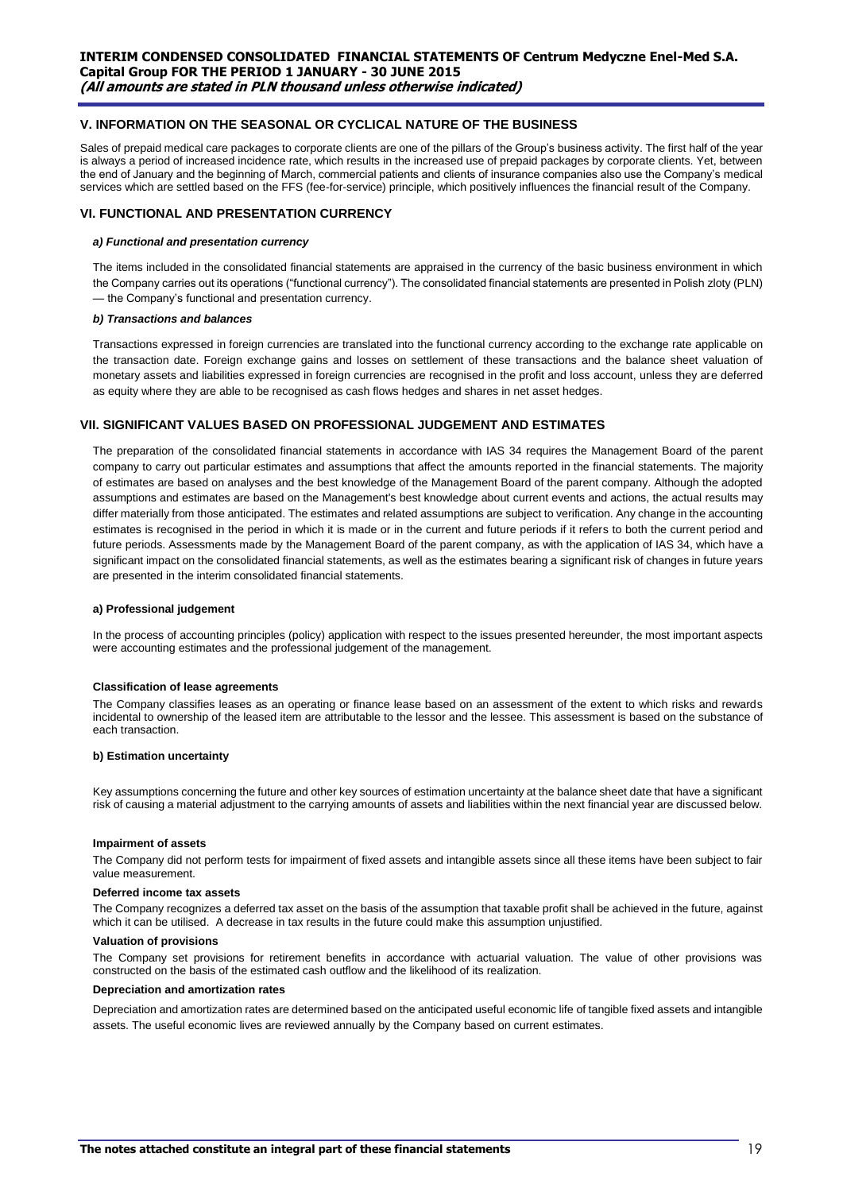## V. INFORMATION ON THE SEASONAL OR CYCLICAL NATURE OF THE BUSINESS

Sales of prepaid medical care packages to corporate clients are one of the pillars of the Group's business activity. The first half of the year is always a period of increased incidence rate, which results in the increased use of prepaid packages by corporate clients. Yet, between the end of January and the beginning of March, commercial patients and clients of insurance companies also use the Company's medical services which are settled based on the FFS (fee-for-service) principle, which positively influences the financial result of the Company.

## VI. FUNCTIONAL AND PRESENTATION CURRENCY

#### *a) Functional and presentation currency*

The items included in the consolidated financial statements are appraised in the currency of the basic business environment in which the Company carries out its operations ("functional currency"). The consolidated financial statements are presented in Polish zloty (PLN) — the Company's functional and presentation currency.

#### *b) Transactions and balances*

Transactions expressed in foreign currencies are translated into the functional currency according to the exchange rate applicable on the transaction date. Foreign exchange gains and losses on settlement of these transactions and the balance sheet valuation of monetary assets and liabilities expressed in foreign currencies are recognised in the profit and loss account, unless they are deferred as equity where they are able to be recognised as cash flows hedges and shares in net asset hedges.

## VII. SIGNIFICANT VALUES BASED ON PROFESSIONAL JUDGEMENT AND ESTIMATES

The preparation of the consolidated financial statements in accordance with IAS 34 requires the Management Board of the parent company to carry out particular estimates and assumptions that affect the amounts reported in the financial statements. The majority of estimates are based on analyses and the best knowledge of the Management Board of the parent company. Although the adopted assumptions and estimates are based on the Management's best knowledge about current events and actions, the actual results may differ materially from those anticipated. The estimates and related assumptions are subject to verification. Any change in the accounting estimates is recognised in the period in which it is made or in the current and future periods if it refers to both the current period and future periods. Assessments made by the Management Board of the parent company, as with the application of IAS 34, which have a significant impact on the consolidated financial statements, as well as the estimates bearing a significant risk of changes in future years are presented in the interim consolidated financial statements.

#### a) Professional judgement

In the process of accounting principles (policy) application with respect to the issues presented hereunder, the most important aspects were accounting estimates and the professional judgement of the management.

#### Classification of lease agreements

The Company classifies leases as an operating or finance lease based on an assessment of the extent to which risks and rewards incidental to ownership of the leased item are attributable to the lessor and the lessee. This assessment is based on the substance of each transaction.

#### b) Estimation uncertainty

Key assumptions concerning the future and other key sources of estimation uncertainty at the balance sheet date that have a significant risk of causing a material adjustment to the carrying amounts of assets and liabilities within the next financial year are discussed below.

#### Impairment of assets

The Company did not perform tests for impairment of fixed assets and intangible assets since all these items have been subject to fair value measurement.

#### Deferred income tax assets

The Company recognizes a deferred tax asset on the basis of the assumption that taxable profit shall be achieved in the future, against which it can be utilised. A decrease in tax results in the future could make this assumption unjustified.

#### Valuation of provisions

The Company set provisions for retirement benefits in accordance with actuarial valuation. The value of other provisions was constructed on the basis of the estimated cash outflow and the likelihood of its realization.

#### Depreciation and amortization rates

Depreciation and amortization rates are determined based on the anticipated useful economic life of tangible fixed assets and intangible assets. The useful economic lives are reviewed annually by the Company based on current estimates.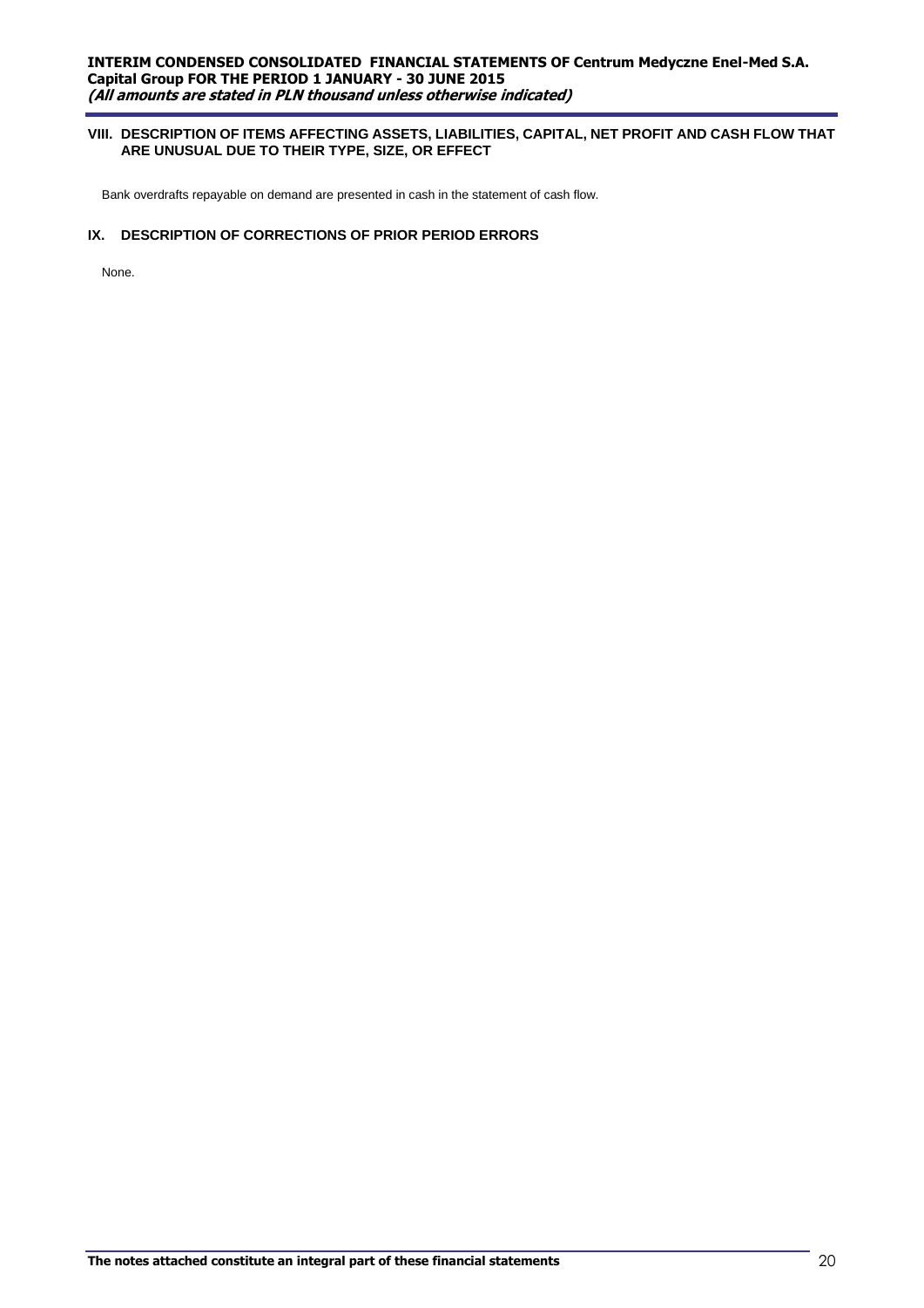## VIII. DESCRIPTION OF ITEMS AFFECTING ASSETS, LIABILITIES, CAPITAL, NET PROFIT AND CASH FLOW THAT ARE UNUSUAL DUE TO THEIR TYPE, SIZE, OR EFFECT

Bank overdrafts repayable on demand are presented in cash in the statement of cash flow.

## IX. DESCRIPTION OF CORRECTIONS OF PRIOR PERIOD ERRORS

None.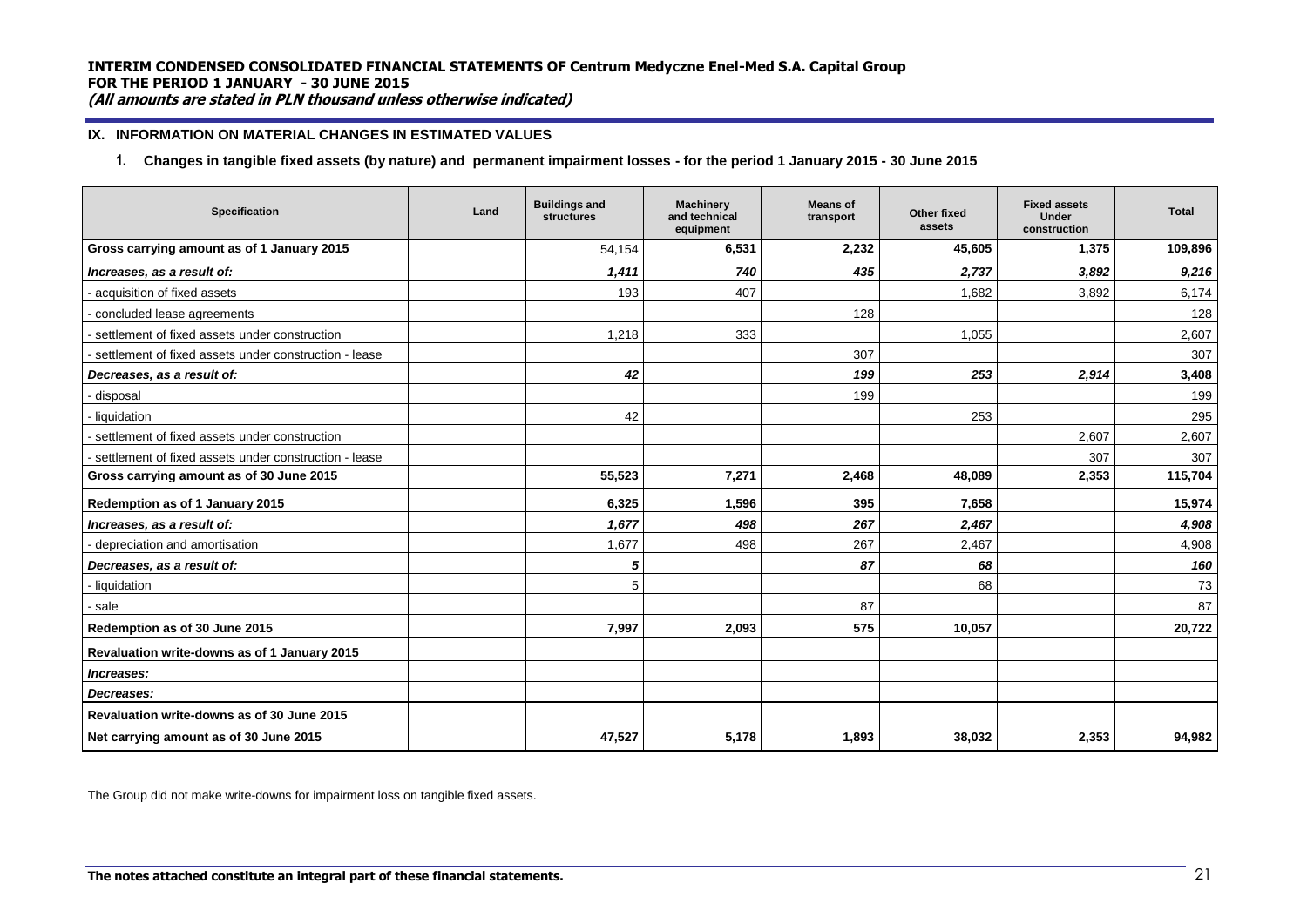## IX. INFORMATION ON MATERIAL CHANGES IN ESTIMATED VALUES

### 1. Changes in tangible fixed assets (by nature) and permanent impairment losses - for the period 1 January 2015 - 30 June 2015

| Specification | Land | Buildings and structures | Machinery and technical equipment | Means of transport | Other fixed assets | Fixed assets Under construction | Total |
|---|---|---|---|---|---|---|---|
| **Gross carrying amount as of 1 January 2015** | | 54,154 | **6,531** | **2,232** | **45,605** | **1,375** | **109,896** |
| ***Increases, as a result of:*** | | ***1,411*** | ***740*** | ***435*** | ***2,737*** | ***3,892*** | ***9,216*** |
| - acquisition of fixed assets | | 193 | 407 | | 1,682 | 3,892 | 6,174 |
| - concluded lease agreements | | | | 128 | | | 128 |
| - settlement of fixed assets under construction | | 1,218 | 333 | | 1,055 | | 2,607 |
| - settlement of fixed assets under construction - lease | | | | 307 | | | 307 |
| ***Decreases, as a result of:*** | | ***42*** | | ***199*** | ***253*** | ***2,914*** | **3,408** |
| - disposal | | | | 199 | | | 199 |
| - liquidation | | 42 | | | 253 | | 295 |
| - settlement of fixed assets under construction | | | | | | 2,607 | 2,607 |
| - settlement of fixed assets under construction - lease | | | | | | 307 | 307 |
| **Gross carrying amount as of 30 June 2015** | | **55,523** | **7,271** | **2,468** | **48,089** | **2,353** | **115,704** |
| **Redemption as of 1 January 2015** | | **6,325** | **1,596** | **395** | **7,658** | | **15,974** |
| ***Increases, as a result of:*** | | ***1,677*** | ***498*** | ***267*** | ***2,467*** | | ***4,908*** |
| - depreciation and amortisation | | 1,677 | 498 | 267 | 2,467 | | 4,908 |
| ***Decreases, as a result of:*** | | ***5*** | | ***87*** | ***68*** | | ***160*** |
| - liquidation | | 5 | | | 68 | | 73 |
| - sale | | | | 87 | | | 87 |
| **Redemption as of 30 June 2015** | | **7,997** | **2,093** | **575** | **10,057** | | **20,722** |
| **Revaluation write-downs as of 1 January 2015** | | | | | | | |
| ***Increases:*** | | | | | | | |
| ***Decreases:*** | | | | | | | |
| **Revaluation write-downs as of 30 June 2015** | | | | | | | |
| **Net carrying amount as of 30 June 2015** | | **47,527** | **5,178** | **1,893** | **38,032** | **2,353** | **94,982** |

The Group did not make write-downs for impairment loss on tangible fixed assets.

**The notes attached constitute an integral part of these financial statements.**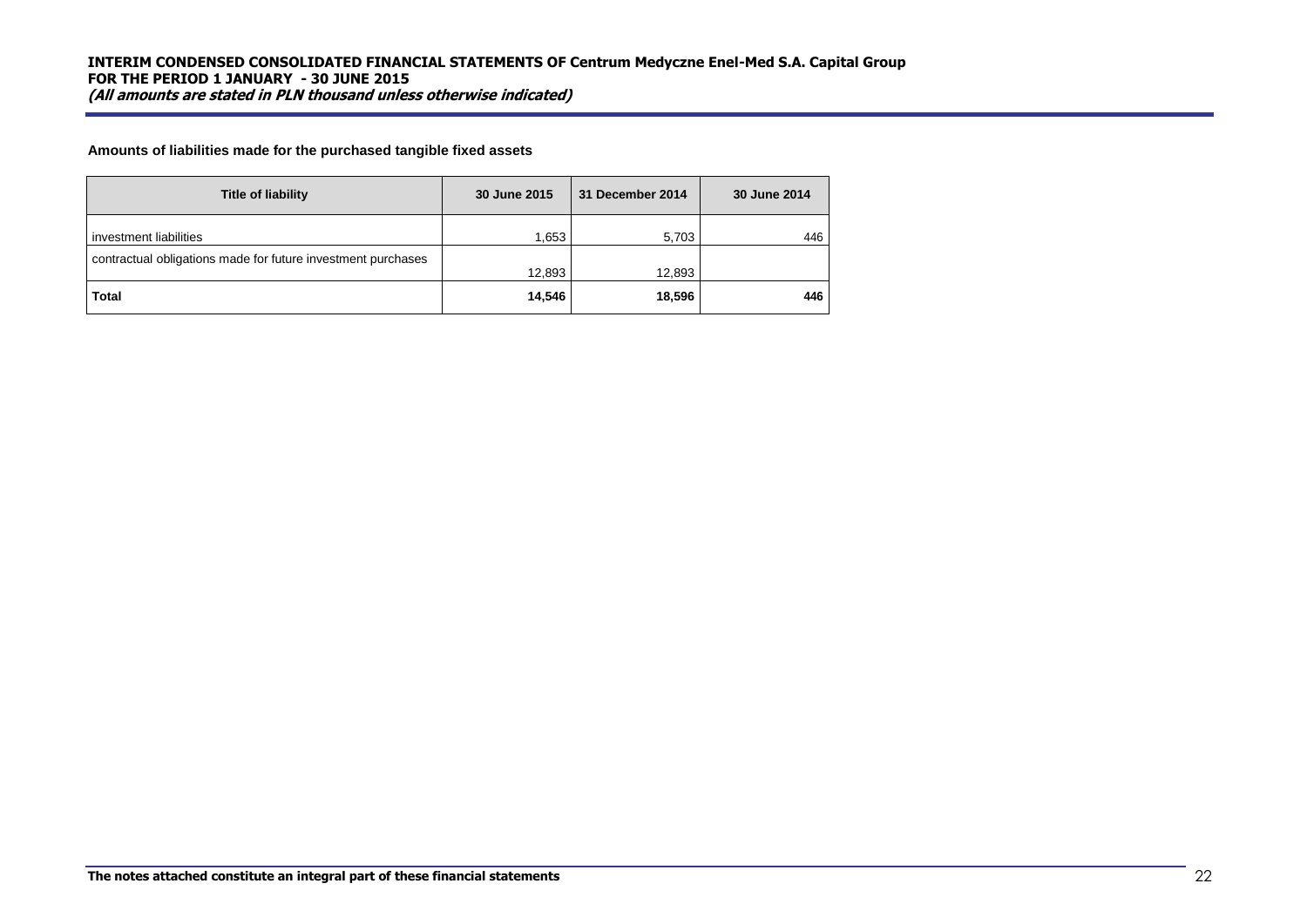**Amounts of liabilities made for the purchased tangible fixed assets**

| Title of liability | 30 June 2015 | 31 December 2014 | 30 June 2014 |
|---|---|---|---|
| investment liabilities | 1,653 | 5,703 | 446 |
| contractual obligations made for future investment purchases | 12,893 | 12,893 | |
| **Total** | **14,546** | **18,596** | **446** |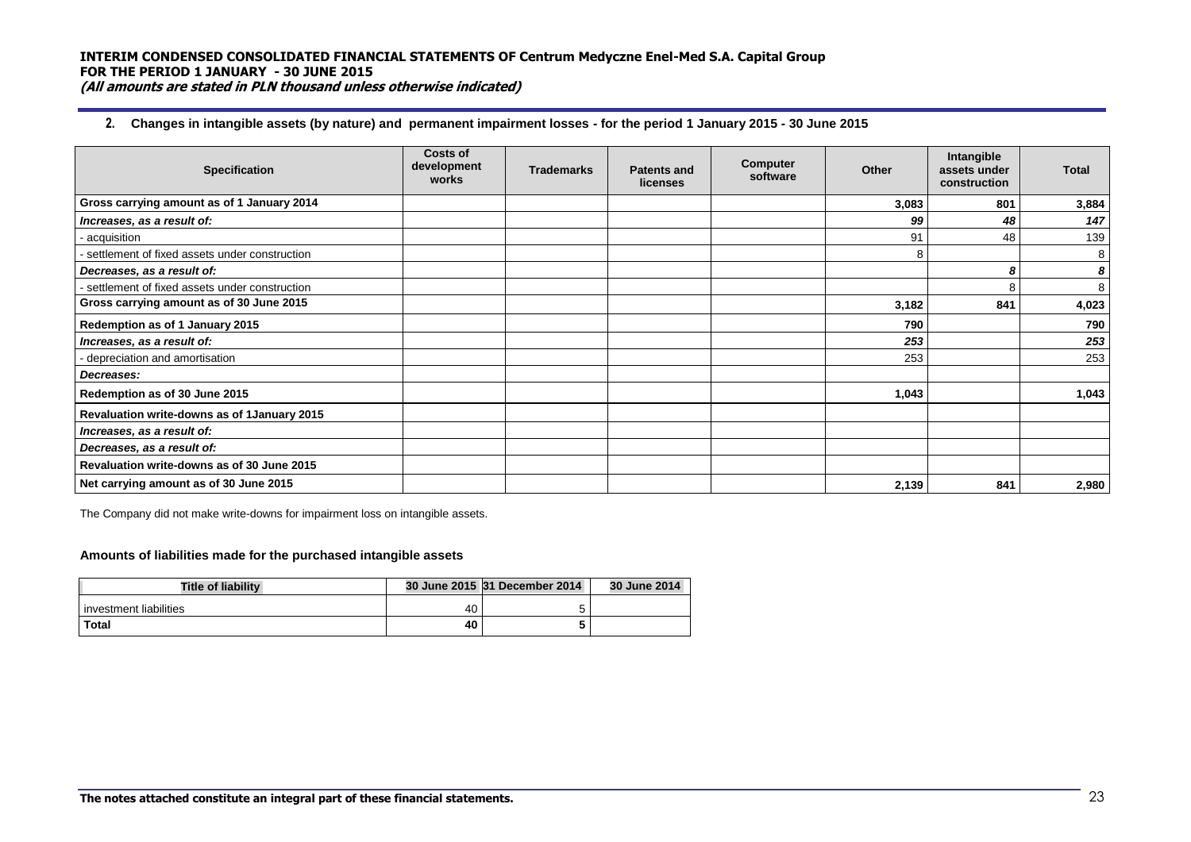## 2. Changes in intangible assets (by nature) and permanent impairment losses - for the period 1 January 2015 - 30 June 2015

| Specification | Costs of development works | Trademarks | Patents and licenses | Computer software | Other | Intangible assets under construction | Total |
|---|---|---|---|---|---|---|---|
| **Gross carrying amount as of 1 January 2014** | | | | | **3,083** | **801** | **3,884** |
| ***Increases, as a result of:*** | | | | | ***99*** | ***48*** | ***147*** |
| - acquisition | | | | | 91 | 48 | 139 |
| - settlement of fixed assets under construction | | | | | 8 | | 8 |
| ***Decreases, as a result of:*** | | | | | | ***8*** | ***8*** |
| - settlement of fixed assets under construction | | | | | | 8 | 8 |
| **Gross carrying amount as of 30 June 2015** | | | | | **3,182** | **841** | **4,023** |
| **Redemption as of 1 January 2015** | | | | | **790** | | **790** |
| ***Increases, as a result of:*** | | | | | ***253*** | | ***253*** |
| - depreciation and amortisation | | | | | 253 | | 253 |
| ***Decreases:*** | | | | | | | |
| **Redemption as of 30 June 2015** | | | | | **1,043** | | **1,043** |
| **Revaluation write-downs as of 1January 2015** | | | | | | | |
| ***Increases, as a result of:*** | | | | | | | |
| ***Decreases, as a result of:*** | | | | | | | |
| **Revaluation write-downs as of 30 June 2015** | | | | | | | |
| **Net carrying amount as of 30 June 2015** | | | | | **2,139** | **841** | **2,980** |

The Company did not make write-downs for impairment loss on intangible assets.

### Amounts of liabilities made for the purchased intangible assets

| Title of liability | 30 June 2015 | 31 December 2014 | 30 June 2014 |
|---|---|---|---|
| investment liabilities | 40 | 5 | |
| **Total** | **40** | **5** | |

**The notes attached constitute an integral part of these financial statements.**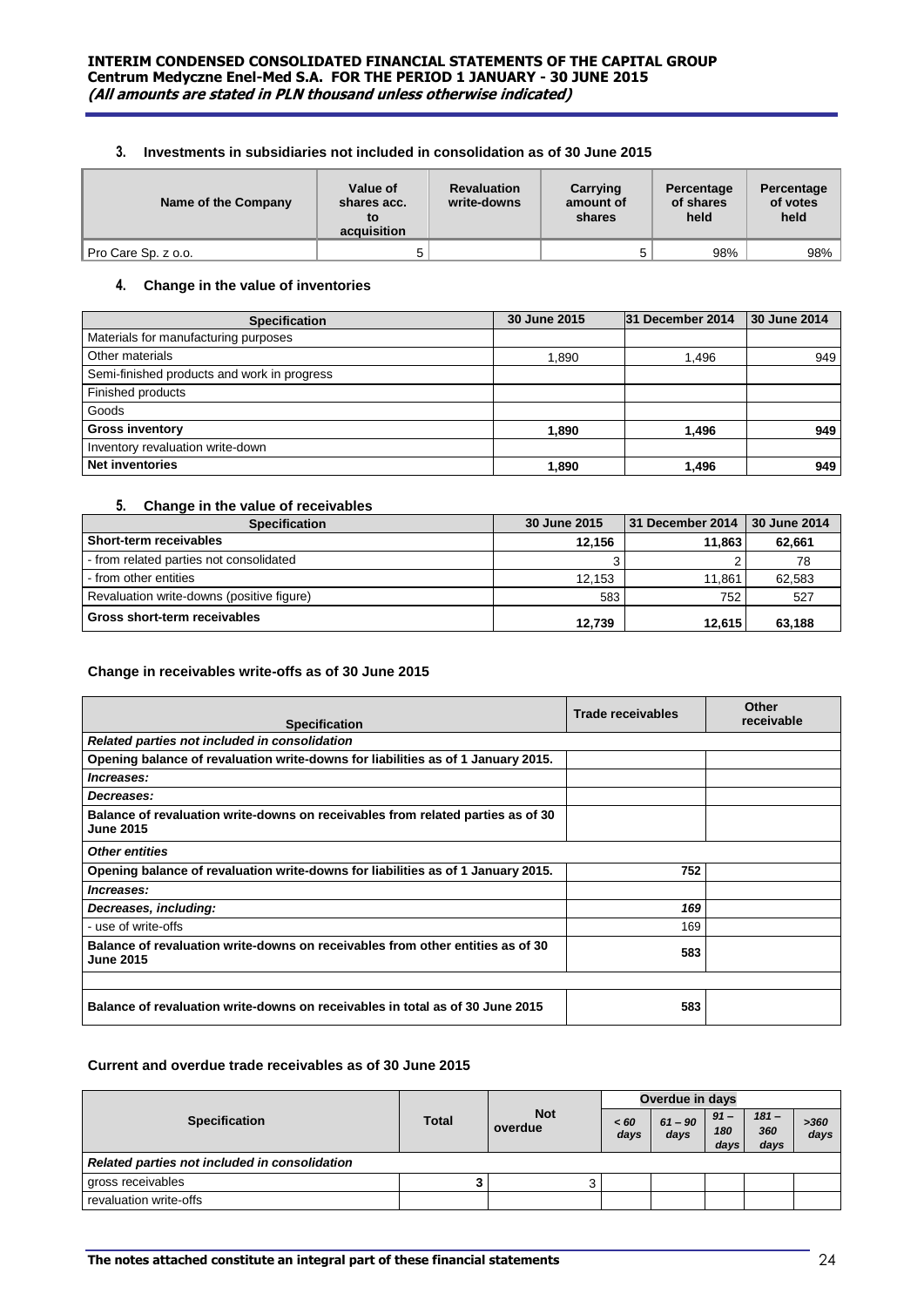### 3. Investments in subsidiaries not included in consolidation as of 30 June 2015

| Name of the Company | Value of shares acc. to acquisition | Revaluation write-downs | Carrying amount of shares | Percentage of shares held | Percentage of votes held |
|---|---|---|---|---|---|
| Pro Care Sp. z o.o. | 5 | | 5 | 98% | 98% |

### 4. Change in the value of inventories

| Specification | 30 June 2015 | 31 December 2014 | 30 June 2014 |
|---|---|---|---|
| Materials for manufacturing purposes | | | |
| Other materials | 1,890 | 1,496 | 949 |
| Semi-finished products and work in progress | | | |
| Finished products | | | |
| Goods | | | |
| **Gross inventory** | **1,890** | **1,496** | **949** |
| Inventory revaluation write-down | | | |
| **Net inventories** | **1,890** | **1,496** | **949** |

### 5. Change in the value of receivables

| Specification | 30 June 2015 | 31 December 2014 | 30 June 2014 |
|---|---|---|---|
| **Short-term receivables** | **12,156** | **11,863** | **62,661** |
| - from related parties not consolidated | 3 | 2 | 78 |
| - from other entities | 12,153 | 11,861 | 62,583 |
| Revaluation write-downs (positive figure) | 583 | 752 | 527 |
| **Gross short-term receivables** | **12,739** | **12,615** | **63,188** |

**Change in receivables write-offs as of 30 June 2015**

| Specification | Trade receivables | Other receivable |
|---|---|---|
| ***Related parties not included in consolidation*** | | |
| **Opening balance of revaluation write-downs for liabilities as of 1 January 2015.** | | |
| ***Increases:*** | | |
| ***Decreases:*** | | |
| **Balance of revaluation write-downs on receivables from related parties as of 30 June 2015** | | |
| ***Other entities*** | | |
| **Opening balance of revaluation write-downs for liabilities as of 1 January 2015.** | **752** | |
| ***Increases:*** | | |
| ***Decreases, including:*** | ***169*** | |
| - use of write-offs | 169 | |
| **Balance of revaluation write-downs on receivables from other entities as of 30 June 2015** | **583** | |
| | | |
| **Balance of revaluation write-downs on receivables in total as of 30 June 2015** | **583** | |

**Current and overdue trade receivables as of 30 June 2015**

| Specification | Total | Not overdue | Overdue in days | | | | |
|---|---|---|---|---|---|---|---|
| | | | *< 60 days* | *61 – 90 days* | *91 – 180 days* | *181 – 360 days* | *>360 days* |
| ***Related parties not included in consolidation*** | | | | | | | |
| gross receivables | **3** | 3 | | | | | |
| revaluation write-offs | | | | | | | |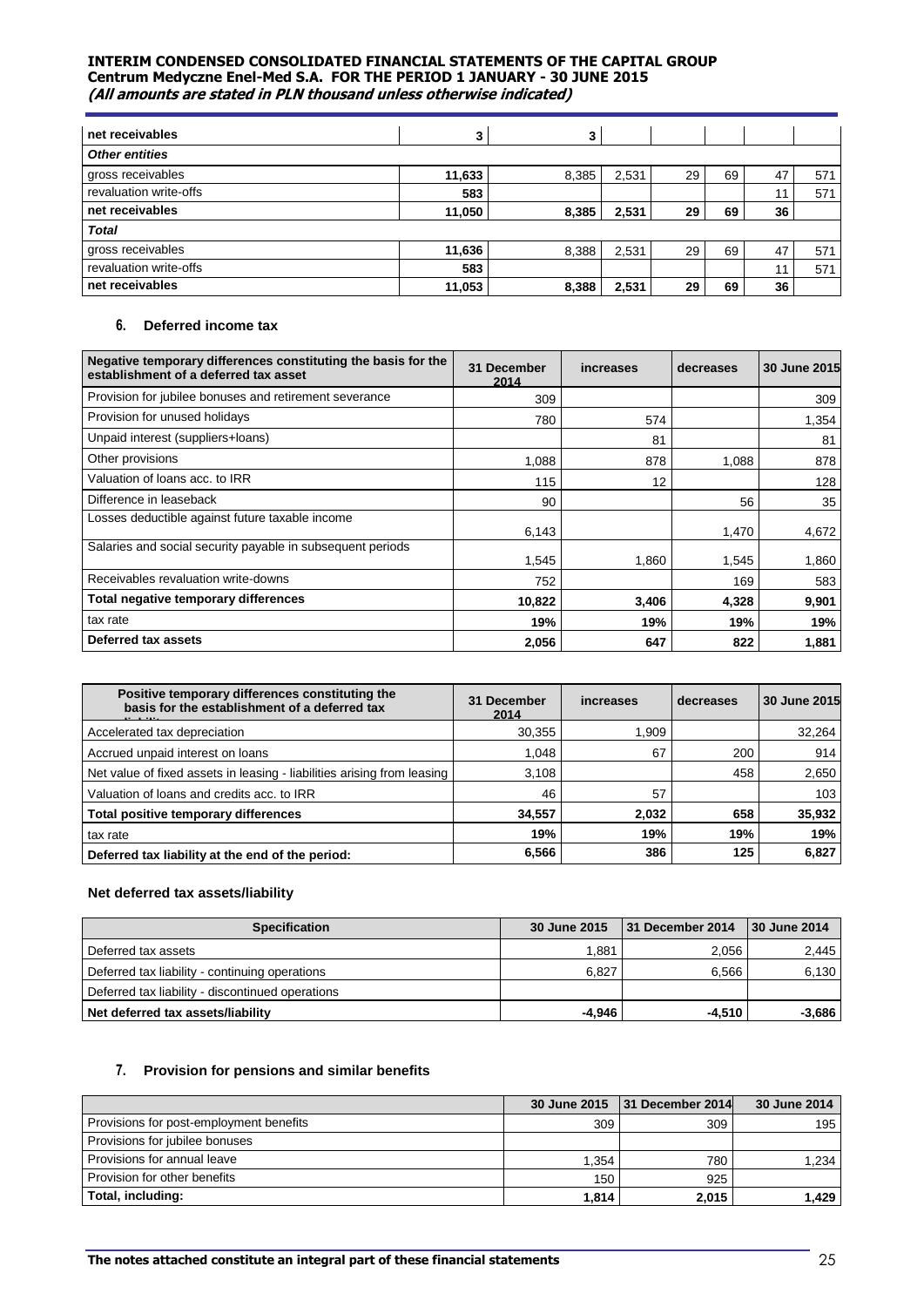| net receivables | 3 | 3 | | | | | |
|---|---|---|---|---|---|---|---|
| *Other entities* | | | | | | | |
| gross receivables | 11,633 | 8,385 | 2,531 | 29 | 69 | 47 | 571 |
| revaluation write-offs | 583 | | | | | 11 | 571 |
| net receivables | 11,050 | 8,385 | 2,531 | 29 | 69 | 36 | |
| *Total* | | | | | | | |
| gross receivables | 11,636 | 8,388 | 2,531 | 29 | 69 | 47 | 571 |
| revaluation write-offs | 583 | | | | | 11 | 571 |
| net receivables | 11,053 | 8,388 | 2,531 | 29 | 69 | 36 | |

## 6. Deferred income tax

| Negative temporary differences constituting the basis for the establishment of a deferred tax asset | 31 December 2014 | increases | decreases | 30 June 2015 |
|---|---|---|---|---|
| Provision for jubilee bonuses and retirement severance | 309 | | | 309 |
| Provision for unused holidays | 780 | 574 | | 1,354 |
| Unpaid interest (suppliers+loans) | | 81 | | 81 |
| Other provisions | 1,088 | 878 | 1,088 | 878 |
| Valuation of loans acc. to IRR | 115 | 12 | | 128 |
| Difference in leaseback | 90 | | 56 | 35 |
| Losses deductible against future taxable income | 6,143 | | 1,470 | 4,672 |
| Salaries and social security payable in subsequent periods | 1,545 | 1,860 | 1,545 | 1,860 |
| Receivables revaluation write-downs | 752 | | 169 | 583 |
| **Total negative temporary differences** | **10,822** | **3,406** | **4,328** | **9,901** |
| tax rate | **19%** | **19%** | **19%** | **19%** |
| **Deferred tax assets** | **2,056** | **647** | **822** | **1,881** |

| Positive temporary differences constituting the basis for the establishment of a deferred tax liability | 31 December 2014 | increases | decreases | 30 June 2015 |
|---|---|---|---|---|
| Accelerated tax depreciation | 30,355 | 1,909 | | 32,264 |
| Accrued unpaid interest on loans | 1,048 | 67 | 200 | 914 |
| Net value of fixed assets in leasing - liabilities arising from leasing | 3,108 | | 458 | 2,650 |
| Valuation of loans and credits acc. to IRR | 46 | 57 | | 103 |
| **Total positive temporary differences** | **34,557** | **2,032** | **658** | **35,932** |
| tax rate | **19%** | **19%** | **19%** | **19%** |
| **Deferred tax liability at the end of the period:** | **6,566** | **386** | **125** | **6,827** |

### Net deferred tax assets/liability

| Specification | 30 June 2015 | 31 December 2014 | 30 June 2014 |
|---|---|---|---|
| Deferred tax assets | 1,881 | 2,056 | 2,445 |
| Deferred tax liability - continuing operations | 6,827 | 6,566 | 6,130 |
| Deferred tax liability - discontinued operations | | | |
| **Net deferred tax assets/liability** | **-4,946** | **-4,510** | **-3,686** |

## 7. Provision for pensions and similar benefits

| | 30 June 2015 | 31 December 2014 | 30 June 2014 |
|---|---|---|---|
| Provisions for post-employment benefits | 309 | 309 | 195 |
| Provisions for jubilee bonuses | | | |
| Provisions for annual leave | 1,354 | 780 | 1,234 |
| Provision for other benefits | 150 | 925 | |
| **Total, including:** | **1,814** | **2,015** | **1,429** |

**The notes attached constitute an integral part of these financial statements**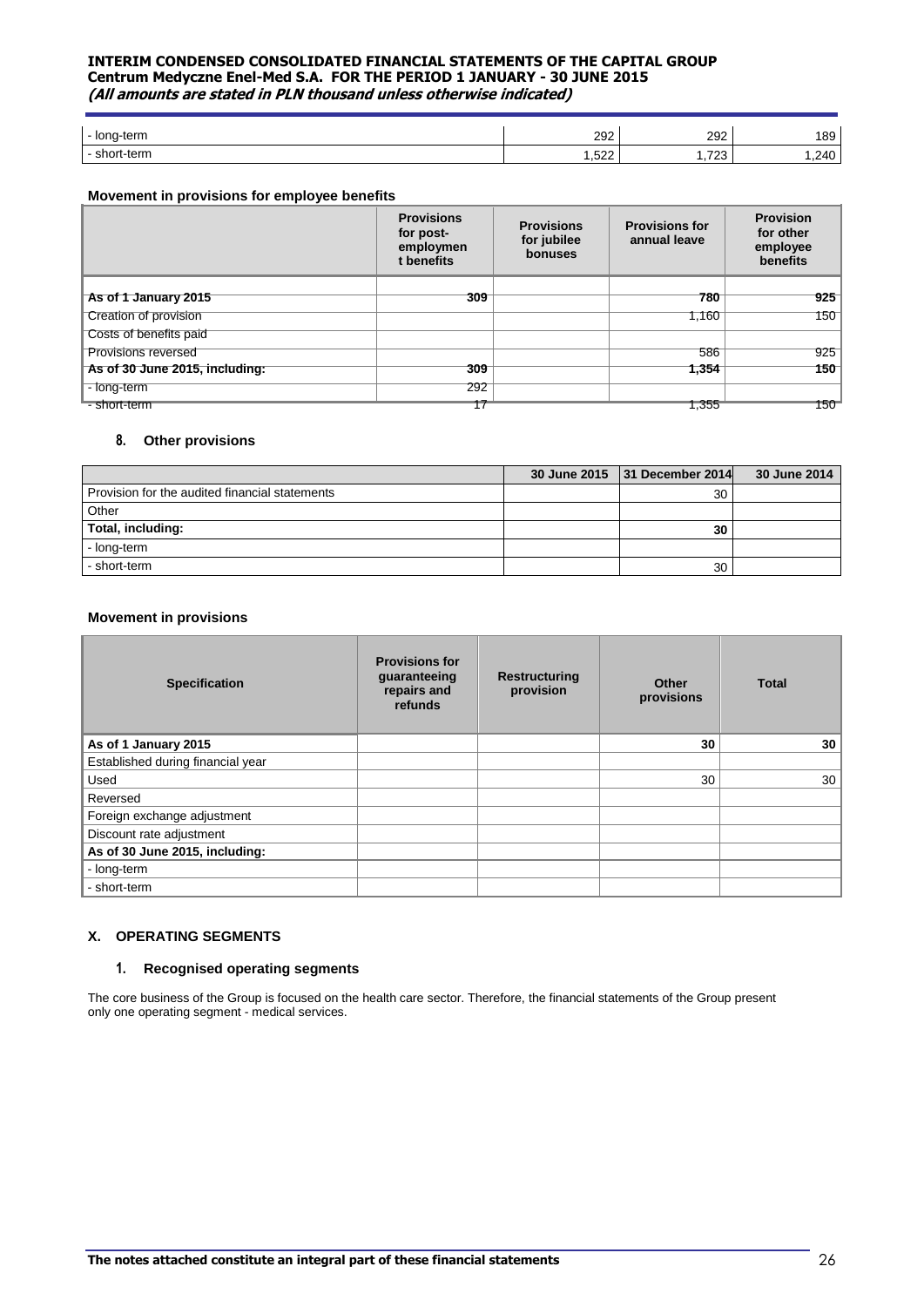| | | | |
|---|---|---|---|
| - long-term | 292 | 292 | 189 |
| - short-term | 1,522 | 1,723 | 1,240 |

**Movement in provisions for employee benefits**

| | Provisions for post-employment benefits | Provisions for jubilee bonuses | Provisions for annual leave | Provision for other employee benefits |
|---|---|---|---|---|
| As of 1 January 2015 | 309 | | 780 | 925 |
| Creation of provision | | | 1,160 | 150 |
| Costs of benefits paid | | | | |
| Provisions reversed | | | 586 | 925 |
| As of 30 June 2015, including: | 309 | | 1,354 | 150 |
| - long-term | 292 | | | |
| - short-term | 17 | | 1,355 | 150 |

## 8. Other provisions

| | 30 June 2015 | 31 December 2014 | 30 June 2014 |
|---|---|---|---|
| Provision for the audited financial statements | | 30 | |
| Other | | | |
| **Total, including:** | | **30** | |
| - long-term | | | |
| - short-term | | 30 | |

**Movement in provisions**

| Specification | Provisions for guaranteeing repairs and refunds | Restructuring provision | Other provisions | Total |
|---|---|---|---|---|
| **As of 1 January 2015** | | | **30** | **30** |
| Established during financial year | | | | |
| Used | | | 30 | 30 |
| Reversed | | | | |
| Foreign exchange adjustment | | | | |
| Discount rate adjustment | | | | |
| **As of 30 June 2015, including:** | | | | |
| - long-term | | | | |
| - short-term | | | | |

# X. OPERATING SEGMENTS

## 1. Recognised operating segments

The core business of the Group is focused on the health care sector. Therefore, the financial statements of the Group present only one operating segment - medical services.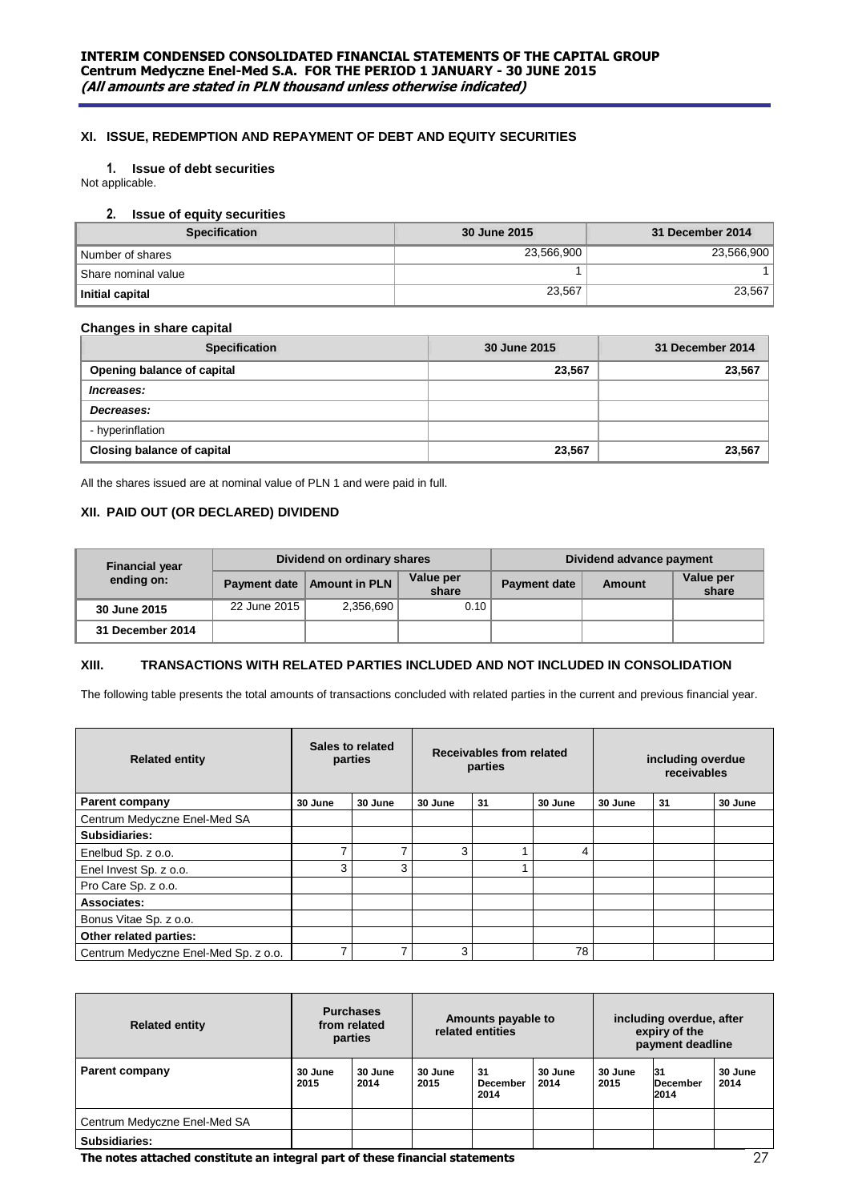## XI. ISSUE, REDEMPTION AND REPAYMENT OF DEBT AND EQUITY SECURITIES

### 1. Issue of debt securities

Not applicable.

### 2. Issue of equity securities

| Specification | 30 June 2015 | 31 December 2014 |
|---|---|---|
| Number of shares | 23,566,900 | 23,566,900 |
| Share nominal value | 1 | 1 |
| **Initial capital** | 23,567 | 23,567 |

**Changes in share capital**

| Specification | 30 June 2015 | 31 December 2014 |
|---|---|---|
| **Opening balance of capital** | **23,567** | **23,567** |
| ***Increases:*** | | |
| ***Decreases:*** | | |
| - hyperinflation | | |
| **Closing balance of capital** | **23,567** | **23,567** |

All the shares issued are at nominal value of PLN 1 and were paid in full.

## XII. PAID OUT (OR DECLARED) DIVIDEND

| Financial year ending on: | Dividend on ordinary shares | | | Dividend advance payment | | |
|---|---|---|---|---|---|---|
| | Payment date | Amount in PLN | Value per share | Payment date | Amount | Value per share |
| **30 June 2015** | 22 June 2015 | 2,356,690 | 0.10 | | | |
| **31 December 2014** | | | | | | |

## XIII. TRANSACTIONS WITH RELATED PARTIES INCLUDED AND NOT INCLUDED IN CONSOLIDATION

The following table presents the total amounts of transactions concluded with related parties in the current and previous financial year.

| Related entity | Sales to related parties | | Receivables from related parties | | | including overdue receivables | | |
|---|---|---|---|---|---|---|---|---|
| **Parent company** | 30 June | 30 June | 30 June | 31 | 30 June | 30 June | 31 | 30 June |
| Centrum Medyczne Enel-Med SA | | | | | | | | |
| **Subsidiaries:** | | | | | | | | |
| Enelbud Sp. z o.o. | 7 | 7 | 3 | 1 | 4 | | | |
| Enel Invest Sp. z o.o. | 3 | 3 | | 1 | | | | |
| Pro Care Sp. z o.o. | | | | | | | | |
| **Associates:** | | | | | | | | |
| Bonus Vitae Sp. z o.o. | | | | | | | | |
| **Other related parties:** | | | | | | | | |
| Centrum Medyczne Enel-Med Sp. z o.o. | 7 | 7 | 3 | | 78 | | | |

| Related entity | Purchases from related parties | | Amounts payable to related entities | | | including overdue, after expiry of the payment deadline | | |
|---|---|---|---|---|---|---|---|---|
| **Parent company** | 30 June 2015 | 30 June 2014 | 30 June 2015 | 31 December 2014 | 30 June 2014 | 30 June 2015 | 31 December 2014 | 30 June 2014 |
| Centrum Medyczne Enel-Med SA | | | | | | | | |
| **Subsidiaries:** | | | | | | | | |

**The notes attached constitute an integral part of these financial statements**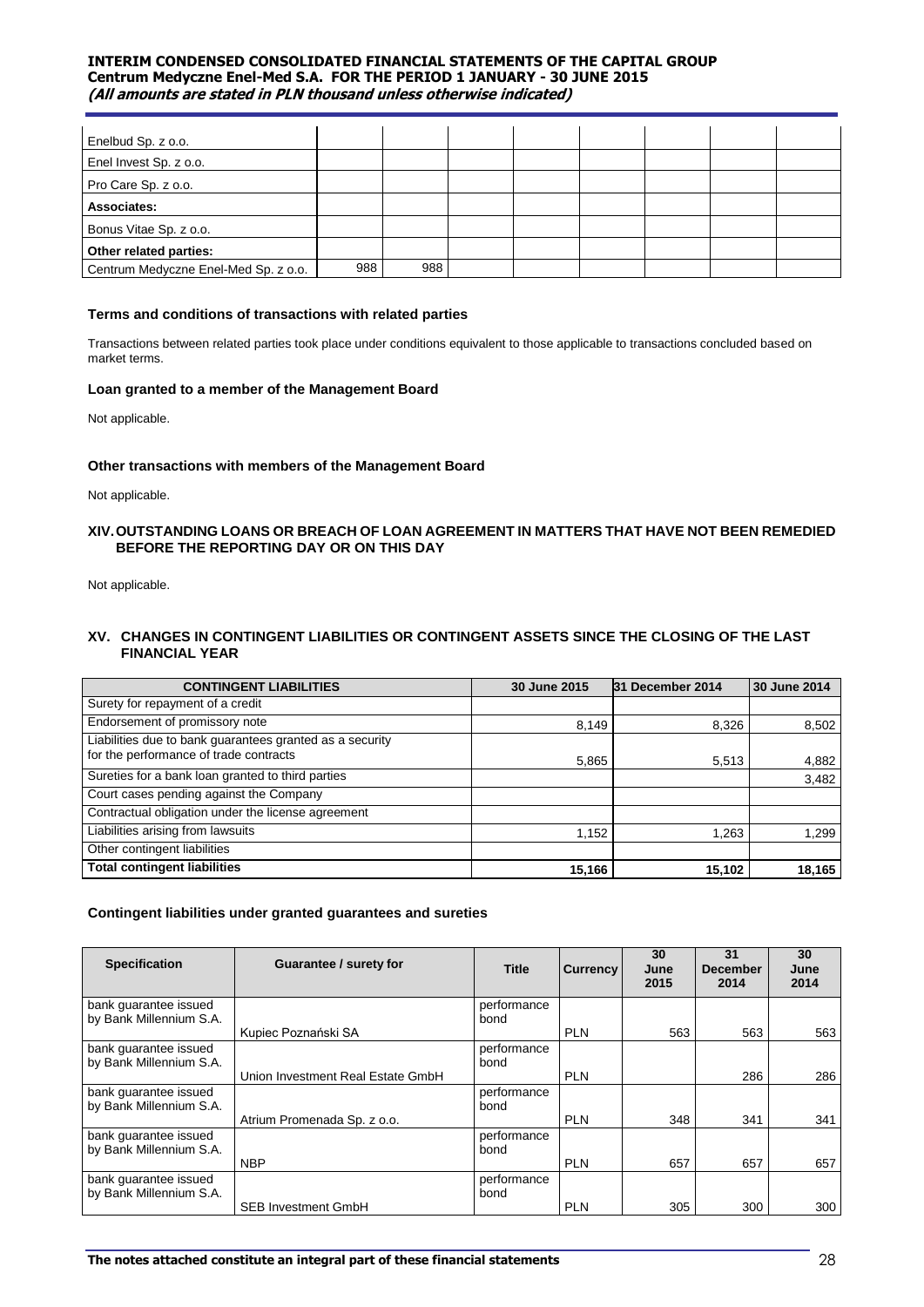| | | | | | | | | |
|---|---|---|---|---|---|---|---|---|
| Enelbud Sp. z o.o. | | | | | | | | |
| Enel Invest Sp. z o.o. | | | | | | | | |
| Pro Care Sp. z o.o. | | | | | | | | |
| **Associates:** | | | | | | | | |
| Bonus Vitae Sp. z o.o. | | | | | | | | |
| **Other related parties:** | | | | | | | | |
| Centrum Medyczne Enel-Med Sp. z o.o. | 988 | 988 | | | | | | |

**Terms and conditions of transactions with related parties**

Transactions between related parties took place under conditions equivalent to those applicable to transactions concluded based on market terms.

**Loan granted to a member of the Management Board**

Not applicable.

**Other transactions with members of the Management Board**

Not applicable.

## XIV. OUTSTANDING LOANS OR BREACH OF LOAN AGREEMENT IN MATTERS THAT HAVE NOT BEEN REMEDIED BEFORE THE REPORTING DAY OR ON THIS DAY

Not applicable.

## XV. CHANGES IN CONTINGENT LIABILITIES OR CONTINGENT ASSETS SINCE THE CLOSING OF THE LAST FINANCIAL YEAR

| CONTINGENT LIABILITIES | 30 June 2015 | 31 December 2014 | 30 June 2014 |
|---|---|---|---|
| Surety for repayment of a credit | | | |
| Endorsement of promissory note | 8,149 | 8,326 | 8,502 |
| Liabilities due to bank guarantees granted as a security for the performance of trade contracts | 5,865 | 5,513 | 4,882 |
| Sureties for a bank loan granted to third parties | | | 3,482 |
| Court cases pending against the Company | | | |
| Contractual obligation under the license agreement | | | |
| Liabilities arising from lawsuits | 1,152 | 1,263 | 1,299 |
| Other contingent liabilities | | | |
| **Total contingent liabilities** | **15,166** | **15,102** | **18,165** |

**Contingent liabilities under granted guarantees and sureties**

| Specification | Guarantee / surety for | Title | Currency | 30 June 2015 | 31 December 2014 | 30 June 2014 |
|---|---|---|---|---|---|---|
| bank guarantee issued by Bank Millennium S.A. | Kupiec Poznański SA | performance bond | PLN | 563 | 563 | 563 |
| bank guarantee issued by Bank Millennium S.A. | Union Investment Real Estate GmbH | performance bond | PLN | | 286 | 286 |
| bank guarantee issued by Bank Millennium S.A. | Atrium Promenada Sp. z o.o. | performance bond | PLN | 348 | 341 | 341 |
| bank guarantee issued by Bank Millennium S.A. | NBP | performance bond | PLN | 657 | 657 | 657 |
| bank guarantee issued by Bank Millennium S.A. | SEB Investment GmbH | performance bond | PLN | 305 | 300 | 300 |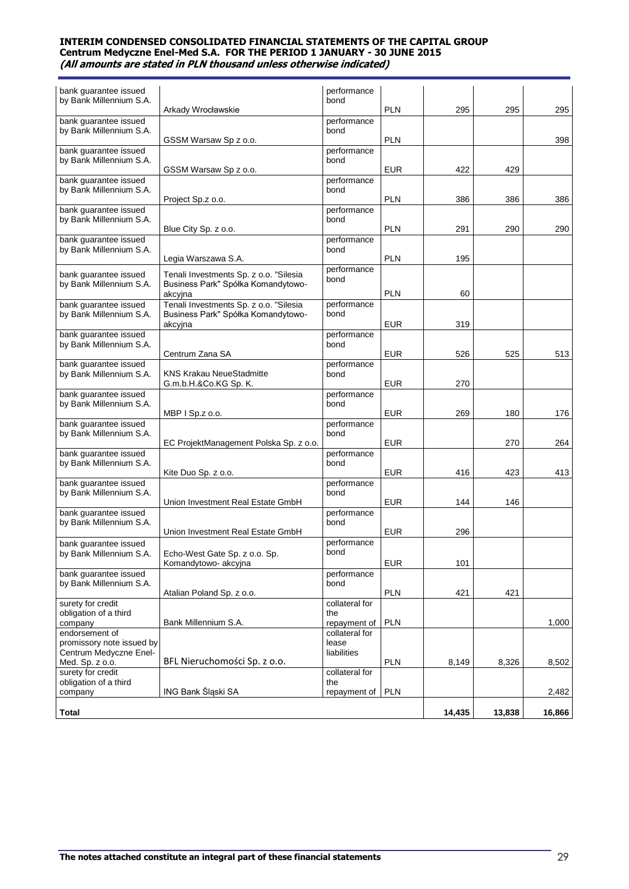| | | | | | | |
|---|---|---|---|---|---|---|
| bank guarantee issued by Bank Millennium S.A. | Arkady Wrocławskie | performance bond | PLN | 295 | 295 | 295 |
| bank guarantee issued by Bank Millennium S.A. | GSSM Warsaw Sp z o.o. | performance bond | PLN | | | 398 |
| bank guarantee issued by Bank Millennium S.A. | GSSM Warsaw Sp z o.o. | performance bond | EUR | 422 | 429 | |
| bank guarantee issued by Bank Millennium S.A. | Project Sp.z o.o. | performance bond | PLN | 386 | 386 | 386 |
| bank guarantee issued by Bank Millennium S.A. | Blue City Sp. z o.o. | performance bond | PLN | 291 | 290 | 290 |
| bank guarantee issued by Bank Millennium S.A. | Legia Warszawa S.A. | performance bond | PLN | 195 | | |
| bank guarantee issued by Bank Millennium S.A. | Tenali Investments Sp. z o.o. "Silesia Business Park" Spółka Komandytowo-akcyjna | performance bond | PLN | 60 | | |
| bank guarantee issued by Bank Millennium S.A. | Tenali Investments Sp. z o.o. "Silesia Business Park" Spółka Komandytowo-akcyjna | performance bond | EUR | 319 | | |
| bank guarantee issued by Bank Millennium S.A. | Centrum Zana SA | performance bond | EUR | 526 | 525 | 513 |
| bank guarantee issued by Bank Millennium S.A. | KNS Krakau NeueStadmitte G.m.b.H.&Co.KG Sp. K. | performance bond | EUR | 270 | | |
| bank guarantee issued by Bank Millennium S.A. | MBP I Sp.z o.o. | performance bond | EUR | 269 | 180 | 176 |
| bank guarantee issued by Bank Millennium S.A. | EC ProjektManagement Polska Sp. z o.o. | performance bond | EUR | | 270 | 264 |
| bank guarantee issued by Bank Millennium S.A. | Kite Duo Sp. z o.o. | performance bond | EUR | 416 | 423 | 413 |
| bank guarantee issued by Bank Millennium S.A. | Union Investment Real Estate GmbH | performance bond | EUR | 144 | 146 | |
| bank guarantee issued by Bank Millennium S.A. | Union Investment Real Estate GmbH | performance bond | EUR | 296 | | |
| bank guarantee issued by Bank Millennium S.A. | Echo-West Gate Sp. z o.o. Sp. Komandytowo- akcyjna | performance bond | EUR | 101 | | |
| bank guarantee issued by Bank Millennium S.A. | Atalian Poland Sp. z o.o. | performance bond | PLN | 421 | 421 | |
| surety for credit obligation of a third company | Bank Millennium S.A. | collateral for the repayment of | PLN | | | 1,000 |
| endorsement of promissory note issued by Centrum Medyczne Enel-Med. Sp. z o.o. | BFL Nieruchomości Sp. z o.o. | collateral for lease liabilities | PLN | 8,149 | 8,326 | 8,502 |
| surety for credit obligation of a third company | ING Bank Śląski SA | collateral for the repayment of | PLN | | | 2,482 |
| **Total** | | | | **14,435** | **13,838** | **16,866** |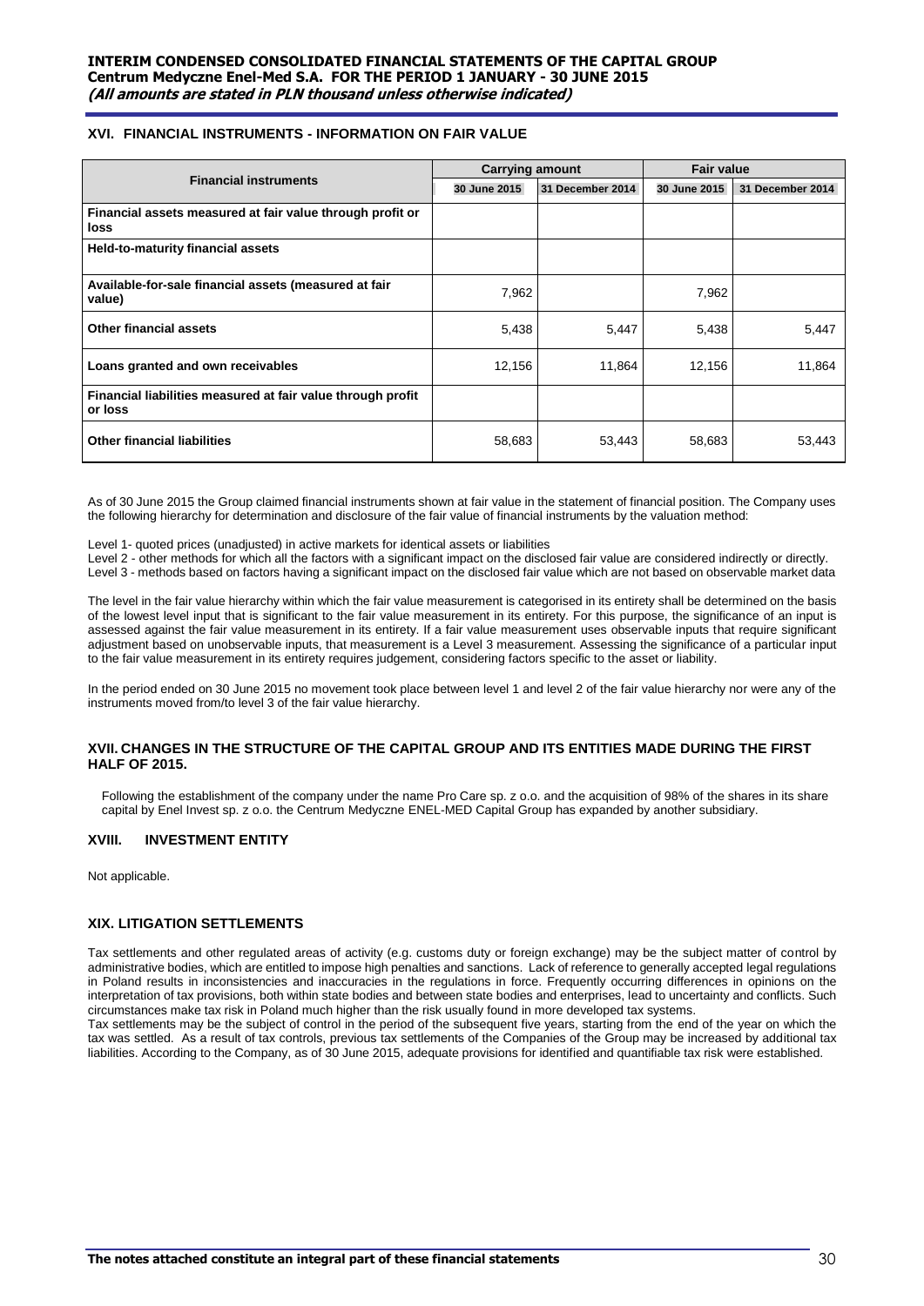## XVI. FINANCIAL INSTRUMENTS - INFORMATION ON FAIR VALUE

| Financial instruments | Carrying amount | | Fair value | |
|---|---|---|---|---|
| | 30 June 2015 | 31 December 2014 | 30 June 2015 | 31 December 2014 |
| **Financial assets measured at fair value through profit or loss** | | | | |
| **Held-to-maturity financial assets** | | | | |
| **Available-for-sale financial assets (measured at fair value)** | 7,962 | | 7,962 | |
| **Other financial assets** | 5,438 | 5,447 | 5,438 | 5,447 |
| **Loans granted and own receivables** | 12,156 | 11,864 | 12,156 | 11,864 |
| **Financial liabilities measured at fair value through profit or loss** | | | | |
| **Other financial liabilities** | 58,683 | 53,443 | 58,683 | 53,443 |

As of 30 June 2015 the Group claimed financial instruments shown at fair value in the statement of financial position. The Company uses the following hierarchy for determination and disclosure of the fair value of financial instruments by the valuation method:

Level 1- quoted prices (unadjusted) in active markets for identical assets or liabilities
Level 2 - other methods for which all the factors with a significant impact on the disclosed fair value are considered indirectly or directly.
Level 3 - methods based on factors having a significant impact on the disclosed fair value which are not based on observable market data

The level in the fair value hierarchy within which the fair value measurement is categorised in its entirety shall be determined on the basis of the lowest level input that is significant to the fair value measurement in its entirety. For this purpose, the significance of an input is assessed against the fair value measurement in its entirety. If a fair value measurement uses observable inputs that require significant adjustment based on unobservable inputs, that measurement is a Level 3 measurement. Assessing the significance of a particular input to the fair value measurement in its entirety requires judgement, considering factors specific to the asset or liability.

In the period ended on 30 June 2015 no movement took place between level 1 and level 2 of the fair value hierarchy nor were any of the instruments moved from/to level 3 of the fair value hierarchy.

## XVII. CHANGES IN THE STRUCTURE OF THE CAPITAL GROUP AND ITS ENTITIES MADE DURING THE FIRST HALF OF 2015.

Following the establishment of the company under the name Pro Care sp. z o.o. and the acquisition of 98% of the shares in its share capital by Enel Invest sp. z o.o. the Centrum Medyczne ENEL-MED Capital Group has expanded by another subsidiary.

## XVIII. INVESTMENT ENTITY

Not applicable.

## XIX. LITIGATION SETTLEMENTS

Tax settlements and other regulated areas of activity (e.g. customs duty or foreign exchange) may be the subject matter of control by administrative bodies, which are entitled to impose high penalties and sanctions. Lack of reference to generally accepted legal regulations in Poland results in inconsistencies and inaccuracies in the regulations in force. Frequently occurring differences in opinions on the interpretation of tax provisions, both within state bodies and between state bodies and enterprises, lead to uncertainty and conflicts. Such circumstances make tax risk in Poland much higher than the risk usually found in more developed tax systems.
Tax settlements may be the subject of control in the period of the subsequent five years, starting from the end of the year on which the tax was settled. As a result of tax controls, previous tax settlements of the Companies of the Group may be increased by additional tax liabilities. According to the Company, as of 30 June 2015, adequate provisions for identified and quantifiable tax risk were established.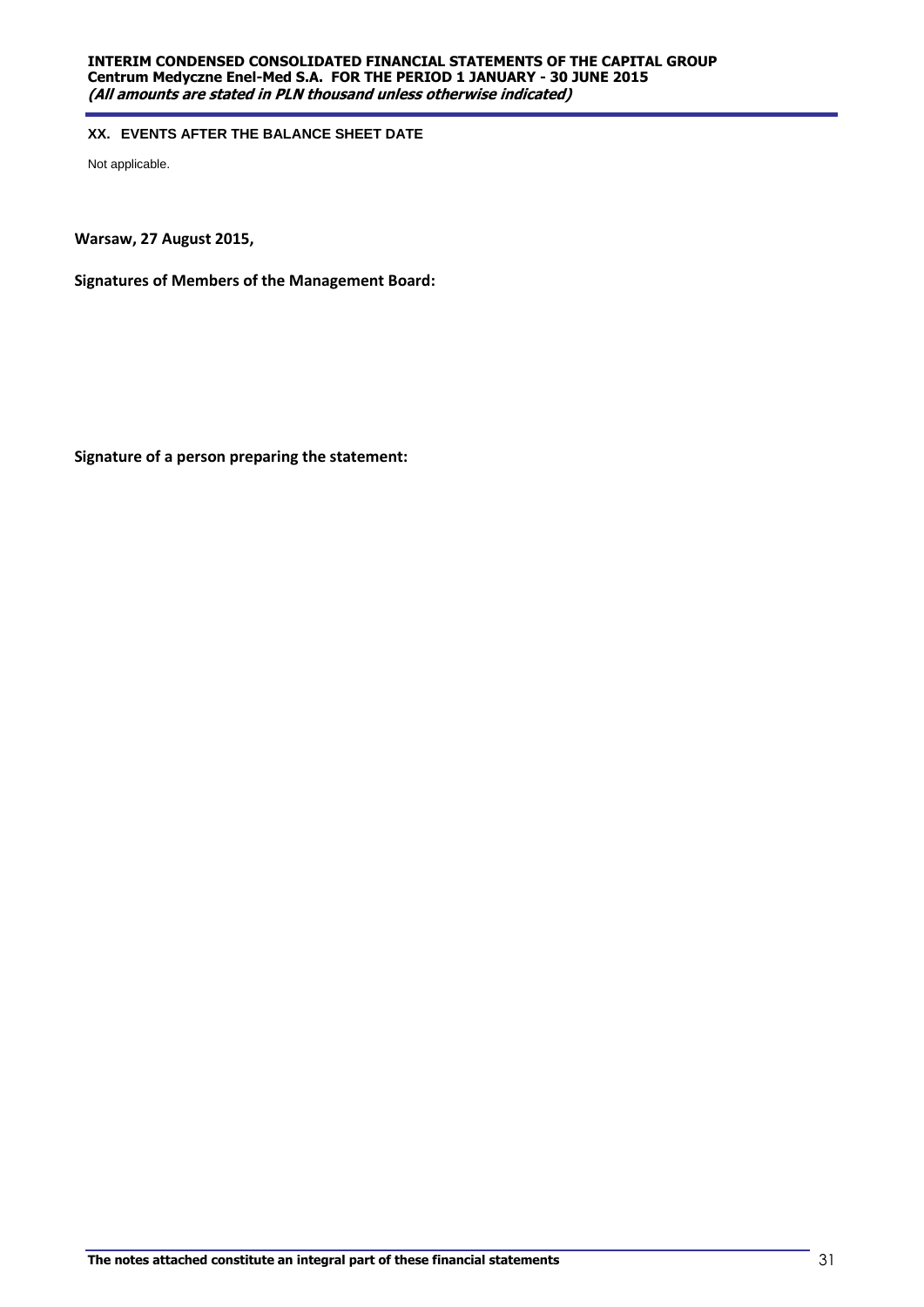## XX. EVENTS AFTER THE BALANCE SHEET DATE

Not applicable.

**Warsaw, 27 August 2015,**

**Signatures of Members of the Management Board:**

**Signature of a person preparing the statement:**